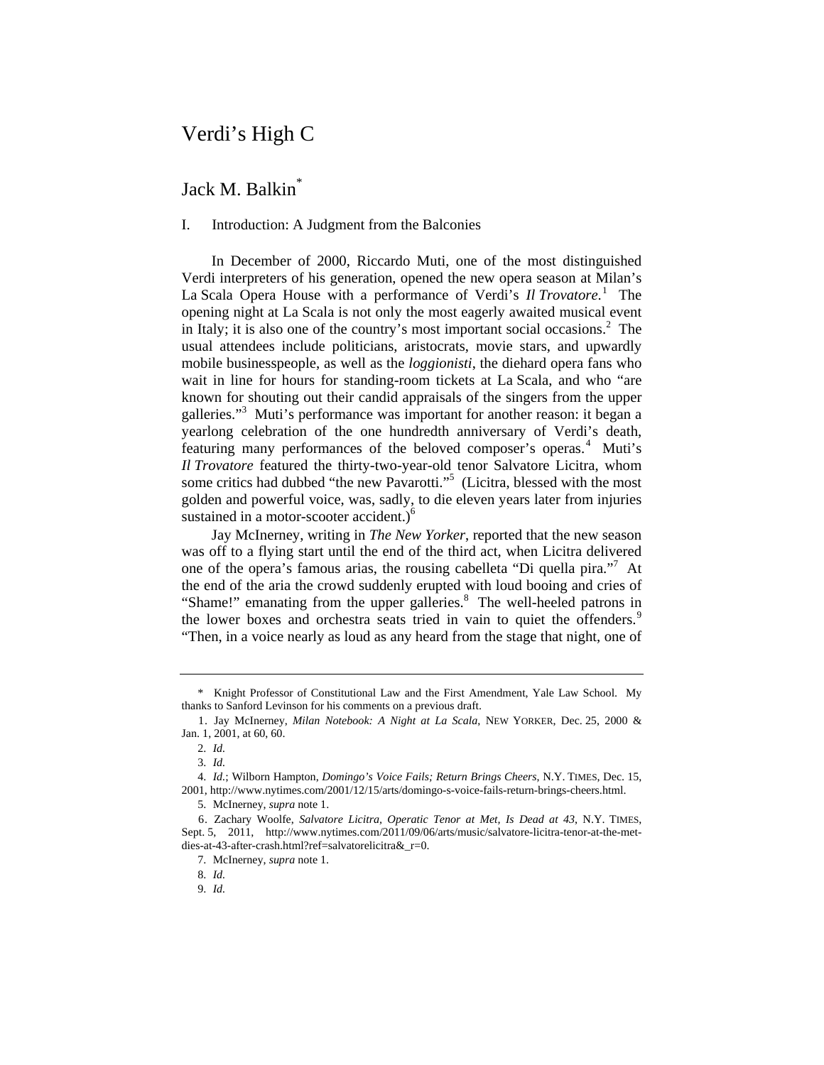# Verdi's High C

## Jack M. Balkin[*]

I. Introduction: A Judgment from the Balconies

In December of 2000, Riccardo Muti, one of the most distinguished Verdi interpreters of his generation, opened the new opera season at Milan's La Scala Opera House with a performance of Verdi's *Il Trovatore*.[1] The opening night at La Scala is not only the most eagerly awaited musical event in Italy; it is also one of the country's most important social occasions.[2] The usual attendees include politicians, aristocrats, movie stars, and upwardly mobile businesspeople, as well as the *loggionisti*, the diehard opera fans who wait in line for hours for standing-room tickets at La Scala, and who "are known for shouting out their candid appraisals of the singers from the upper galleries."[3] Muti's performance was important for another reason: it began a yearlong celebration of the one hundredth anniversary of Verdi's death, featuring many performances of the beloved composer's operas.[4] Muti's *Il Trovatore* featured the thirty-two-year-old tenor Salvatore Licitra, whom some critics had dubbed "the new Pavarotti."[5] (Licitra, blessed with the most golden and powerful voice, was, sadly, to die eleven years later from injuries sustained in a motor-scooter accident.)[6]

Jay McInerney, writing in *The New Yorker*, reported that the new season was off to a flying start until the end of the third act, when Licitra delivered one of the opera's famous arias, the rousing cabelleta "Di quella pira."[7] At the end of the aria the crowd suddenly erupted with loud booing and cries of "Shame!" emanating from the upper galleries.[8] The well-heeled patrons in the lower boxes and orchestra seats tried in vain to quiet the offenders.[9] "Then, in a voice nearly as loud as any heard from the stage that night, one of

---

\* Knight Professor of Constitutional Law and the First Amendment, Yale Law School. My thanks to Sanford Levinson for his comments on a previous draft.

1. Jay McInerney, *Milan Notebook: A Night at La Scala*, NEW YORKER, Dec. 25, 2000 & Jan. 1, 2001, at 60, 60.

2. *Id.*

3. *Id.*

4. *Id.*; Wilborn Hampton, *Domingo's Voice Fails; Return Brings Cheers*, N.Y. TIMES, Dec. 15, 2001, http://www.nytimes.com/2001/12/15/arts/domingo-s-voice-fails-return-brings-cheers.html.

5. McInerney, *supra* note 1.

6. Zachary Woolfe, *Salvatore Licitra, Operatic Tenor at Met, Is Dead at 43*, N.Y. TIMES, Sept. 5, 2011, http://www.nytimes.com/2011/09/06/arts/music/salvatore-licitra-tenor-at-the-met-dies-at-43-after-crash.html?ref=salvatorelicitra&_r=0.

7. McInerney, *supra* note 1.

8. *Id.*

9. *Id.*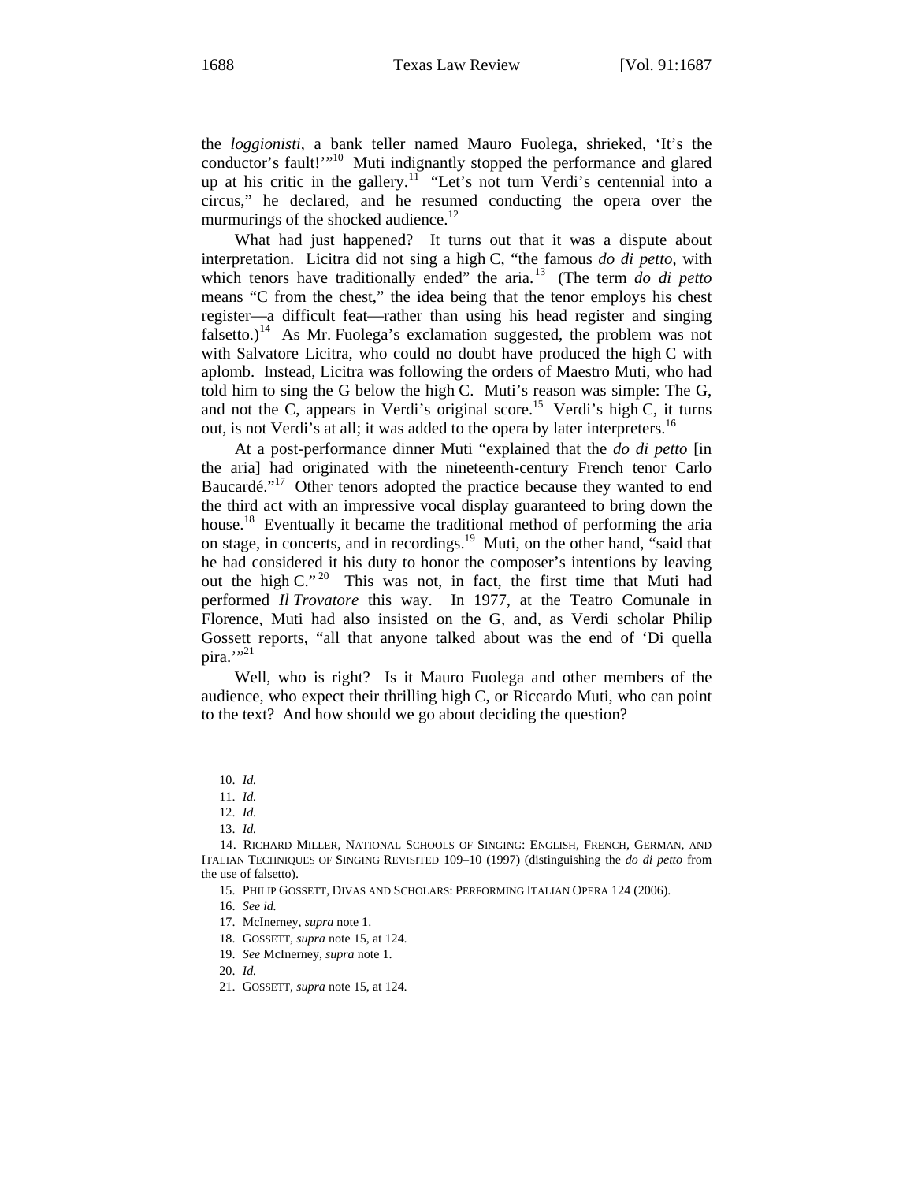the *loggionisti*, a bank teller named Mauro Fuolega, shrieked, 'It's the conductor's fault!'"[10] Muti indignantly stopped the performance and glared up at his critic in the gallery.[11] "Let's not turn Verdi's centennial into a circus," he declared, and he resumed conducting the opera over the murmurings of the shocked audience.[12]

What had just happened? It turns out that it was a dispute about interpretation. Licitra did not sing a high C, "the famous *do di petto*, with which tenors have traditionally ended" the aria.[13] (The term *do di petto* means "C from the chest," the idea being that the tenor employs his chest register—a difficult feat—rather than using his head register and singing falsetto.)[14] As Mr. Fuolega's exclamation suggested, the problem was not with Salvatore Licitra, who could no doubt have produced the high C with aplomb. Instead, Licitra was following the orders of Maestro Muti, who had told him to sing the G below the high C. Muti's reason was simple: The G, and not the C, appears in Verdi's original score.[15] Verdi's high C, it turns out, is not Verdi's at all; it was added to the opera by later interpreters.[16]

At a post-performance dinner Muti "explained that the *do di petto* [in the aria] had originated with the nineteenth-century French tenor Carlo Baucardé."[17] Other tenors adopted the practice because they wanted to end the third act with an impressive vocal display guaranteed to bring down the house.[18] Eventually it became the traditional method of performing the aria on stage, in concerts, and in recordings.[19] Muti, on the other hand, "said that he had considered it his duty to honor the composer's intentions by leaving out the high C."[20] This was not, in fact, the first time that Muti had performed *Il Trovatore* this way. In 1977, at the Teatro Comunale in Florence, Muti had also insisted on the G, and, as Verdi scholar Philip Gossett reports, "all that anyone talked about was the end of 'Di quella pira.'"[21]

Well, who is right? Is it Mauro Fuolega and other members of the audience, who expect their thrilling high C, or Riccardo Muti, who can point to the text? And how should we go about deciding the question?

---

10. *Id.*

11. *Id.*

12. *Id.*

13. *Id.*

14. RICHARD MILLER, NATIONAL SCHOOLS OF SINGING: ENGLISH, FRENCH, GERMAN, AND ITALIAN TECHNIQUES OF SINGING REVISITED 109–10 (1997) (distinguishing the *do di petto* from the use of falsetto).

15. PHILIP GOSSETT, DIVAS AND SCHOLARS: PERFORMING ITALIAN OPERA 124 (2006).

16. *See id.*

17. McInerney, *supra* note 1.

18. GOSSETT, *supra* note 15, at 124.

19. *See* McInerney, *supra* note 1.

20. *Id.*

21. GOSSETT, *supra* note 15, at 124.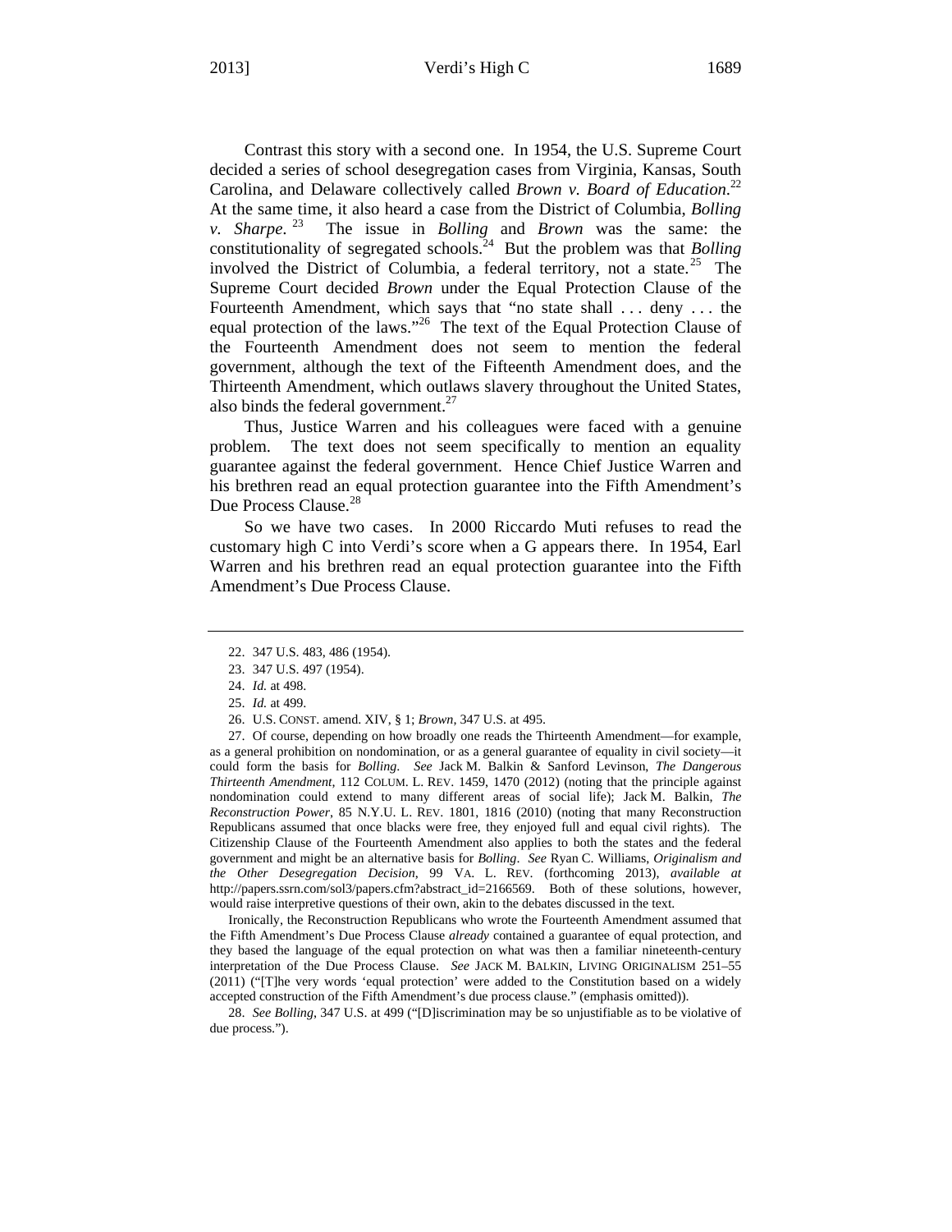Contrast this story with a second one. In 1954, the U.S. Supreme Court decided a series of school desegregation cases from Virginia, Kansas, South Carolina, and Delaware collectively called *Brown v. Board of Education*.[22] At the same time, it also heard a case from the District of Columbia, *Bolling v. Sharpe*.[23] The issue in *Bolling* and *Brown* was the same: the constitutionality of segregated schools.[24] But the problem was that *Bolling* involved the District of Columbia, a federal territory, not a state.[25] The Supreme Court decided *Brown* under the Equal Protection Clause of the Fourteenth Amendment, which says that "no state shall . . . deny . . . the equal protection of the laws."[26] The text of the Equal Protection Clause of the Fourteenth Amendment does not seem to mention the federal government, although the text of the Fifteenth Amendment does, and the Thirteenth Amendment, which outlaws slavery throughout the United States, also binds the federal government.[27]

Thus, Justice Warren and his colleagues were faced with a genuine problem. The text does not seem specifically to mention an equality guarantee against the federal government. Hence Chief Justice Warren and his brethren read an equal protection guarantee into the Fifth Amendment's Due Process Clause.[28]

So we have two cases. In 2000 Riccardo Muti refuses to read the customary high C into Verdi's score when a G appears there. In 1954, Earl Warren and his brethren read an equal protection guarantee into the Fifth Amendment's Due Process Clause.

---

22. 347 U.S. 483, 486 (1954).

23. 347 U.S. 497 (1954).

24. *Id.* at 498.

25. *Id.* at 499.

26. U.S. CONST. amend. XIV, § 1; *Brown*, 347 U.S. at 495.

27. Of course, depending on how broadly one reads the Thirteenth Amendment—for example, as a general prohibition on nondomination, or as a general guarantee of equality in civil society—it could form the basis for *Bolling*. *See* Jack M. Balkin & Sanford Levinson, *The Dangerous Thirteenth Amendment*, 112 COLUM. L. REV. 1459, 1470 (2012) (noting that the principle against nondomination could extend to many different areas of social life); Jack M. Balkin, *The Reconstruction Power*, 85 N.Y.U. L. REV. 1801, 1816 (2010) (noting that many Reconstruction Republicans assumed that once blacks were free, they enjoyed full and equal civil rights). The Citizenship Clause of the Fourteenth Amendment also applies to both the states and the federal government and might be an alternative basis for *Bolling*. *See* Ryan C. Williams, *Originalism and the Other Desegregation Decision*, 99 VA. L. REV. (forthcoming 2013), *available at* http://papers.ssrn.com/sol3/papers.cfm?abstract_id=2166569. Both of these solutions, however, would raise interpretive questions of their own, akin to the debates discussed in the text.

Ironically, the Reconstruction Republicans who wrote the Fourteenth Amendment assumed that the Fifth Amendment's Due Process Clause *already* contained a guarantee of equal protection, and they based the language of the equal protection on what was then a familiar nineteenth-century interpretation of the Due Process Clause. *See* JACK M. BALKIN, LIVING ORIGINALISM 251–55 (2011) ("[T]he very words 'equal protection' were added to the Constitution based on a widely accepted construction of the Fifth Amendment's due process clause." (emphasis omitted)).

28. *See Bolling*, 347 U.S. at 499 ("[D]iscrimination may be so unjustifiable as to be violative of due process.").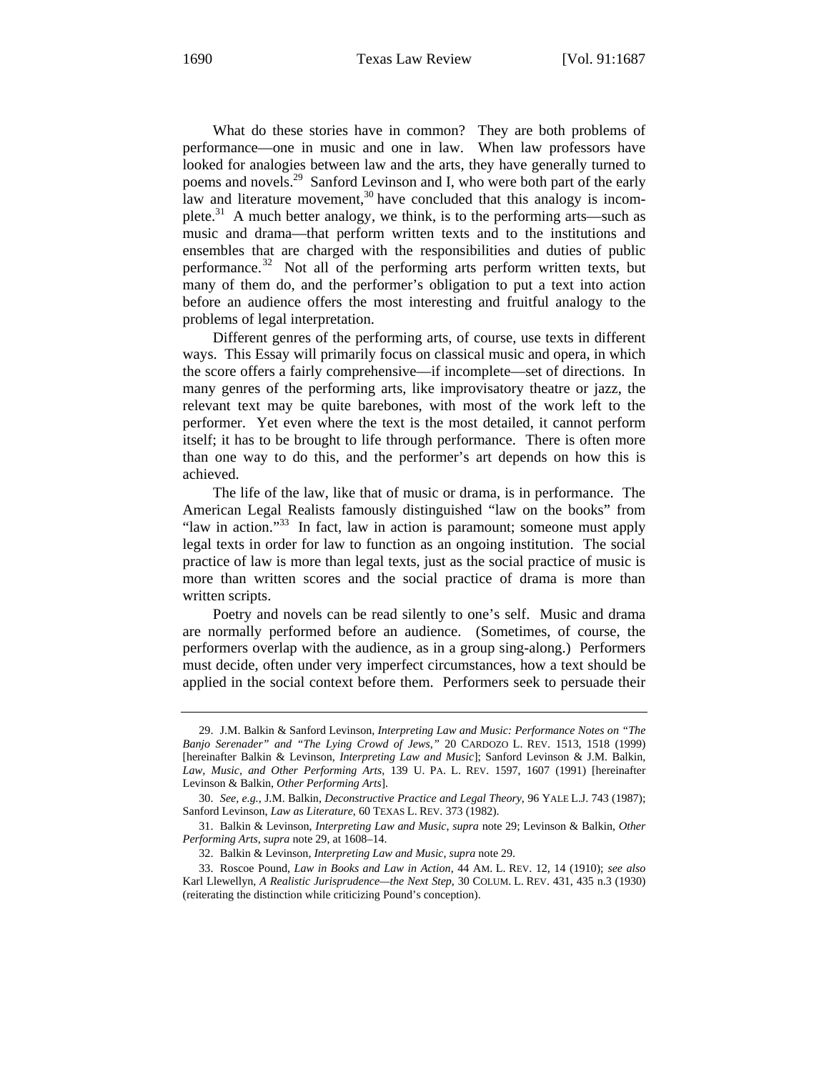What do these stories have in common? They are both problems of performance—one in music and one in law. When law professors have looked for analogies between law and the arts, they have generally turned to poems and novels.[29] Sanford Levinson and I, who were both part of the early law and literature movement,[30] have concluded that this analogy is incomplete.[31] A much better analogy, we think, is to the performing arts—such as music and drama—that perform written texts and to the institutions and ensembles that are charged with the responsibilities and duties of public performance.[32] Not all of the performing arts perform written texts, but many of them do, and the performer's obligation to put a text into action before an audience offers the most interesting and fruitful analogy to the problems of legal interpretation.

Different genres of the performing arts, of course, use texts in different ways. This Essay will primarily focus on classical music and opera, in which the score offers a fairly comprehensive—if incomplete—set of directions. In many genres of the performing arts, like improvisatory theatre or jazz, the relevant text may be quite barebones, with most of the work left to the performer. Yet even where the text is the most detailed, it cannot perform itself; it has to be brought to life through performance. There is often more than one way to do this, and the performer's art depends on how this is achieved.

The life of the law, like that of music or drama, is in performance. The American Legal Realists famously distinguished "law on the books" from "law in action."[33] In fact, law in action is paramount; someone must apply legal texts in order for law to function as an ongoing institution. The social practice of law is more than legal texts, just as the social practice of music is more than written scores and the social practice of drama is more than written scripts.

Poetry and novels can be read silently to one's self. Music and drama are normally performed before an audience. (Sometimes, of course, the performers overlap with the audience, as in a group sing-along.) Performers must decide, often under very imperfect circumstances, how a text should be applied in the social context before them. Performers seek to persuade their

---

29. J.M. Balkin & Sanford Levinson, *Interpreting Law and Music: Performance Notes on "The Banjo Serenader" and "The Lying Crowd of Jews,"* 20 CARDOZO L. REV. 1513, 1518 (1999) [hereinafter Balkin & Levinson, *Interpreting Law and Music*]; Sanford Levinson & J.M. Balkin, *Law, Music, and Other Performing Arts*, 139 U. PA. L. REV. 1597, 1607 (1991) [hereinafter Levinson & Balkin, *Other Performing Arts*].

30. *See, e.g.*, J.M. Balkin, *Deconstructive Practice and Legal Theory*, 96 YALE L.J. 743 (1987); Sanford Levinson, *Law as Literature*, 60 TEXAS L. REV. 373 (1982).

31. Balkin & Levinson, *Interpreting Law and Music*, *supra* note 29; Levinson & Balkin, *Other Performing Arts*, *supra* note 29, at 1608–14.

32. Balkin & Levinson, *Interpreting Law and Music*, *supra* note 29.

33. Roscoe Pound, *Law in Books and Law in Action*, 44 AM. L. REV. 12, 14 (1910); *see also* Karl Llewellyn, *A Realistic Jurisprudence—the Next Step*, 30 COLUM. L. REV. 431, 435 n.3 (1930) (reiterating the distinction while criticizing Pound's conception).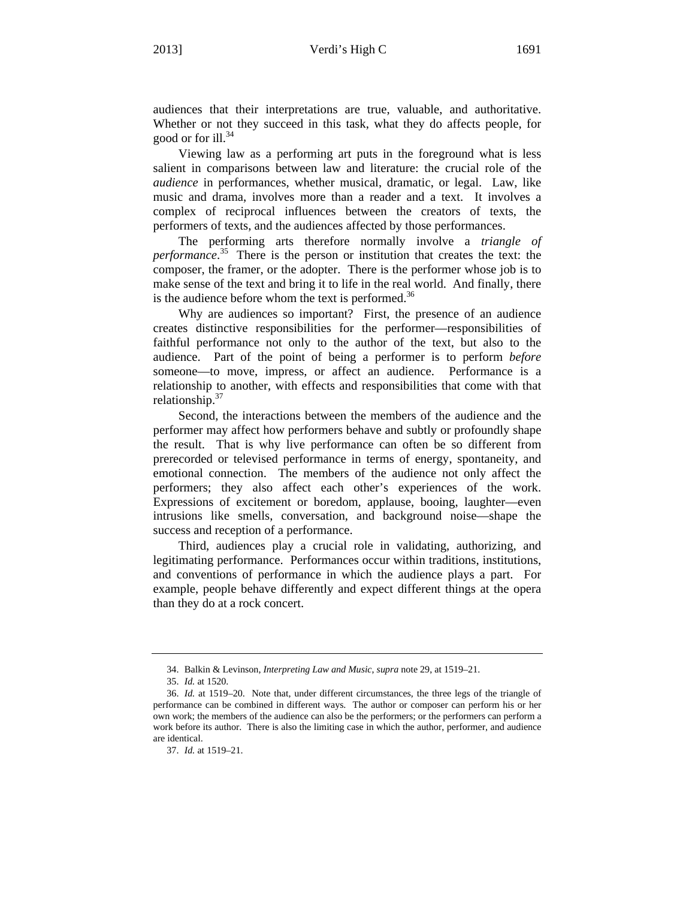audiences that their interpretations are true, valuable, and authoritative. Whether or not they succeed in this task, what they do affects people, for good or for ill.[34]

Viewing law as a performing art puts in the foreground what is less salient in comparisons between law and literature: the crucial role of the *audience* in performances, whether musical, dramatic, or legal. Law, like music and drama, involves more than a reader and a text. It involves a complex of reciprocal influences between the creators of texts, the performers of texts, and the audiences affected by those performances.

The performing arts therefore normally involve a *triangle of performance*.[35] There is the person or institution that creates the text: the composer, the framer, or the adopter. There is the performer whose job is to make sense of the text and bring it to life in the real world. And finally, there is the audience before whom the text is performed.[36]

Why are audiences so important? First, the presence of an audience creates distinctive responsibilities for the performer—responsibilities of faithful performance not only to the author of the text, but also to the audience. Part of the point of being a performer is to perform *before* someone—to move, impress, or affect an audience. Performance is a relationship to another, with effects and responsibilities that come with that relationship.[37]

Second, the interactions between the members of the audience and the performer may affect how performers behave and subtly or profoundly shape the result. That is why live performance can often be so different from prerecorded or televised performance in terms of energy, spontaneity, and emotional connection. The members of the audience not only affect the performers; they also affect each other's experiences of the work. Expressions of excitement or boredom, applause, booing, laughter—even intrusions like smells, conversation, and background noise—shape the success and reception of a performance.

Third, audiences play a crucial role in validating, authorizing, and legitimating performance. Performances occur within traditions, institutions, and conventions of performance in which the audience plays a part. For example, people behave differently and expect different things at the opera than they do at a rock concert.

---

34. Balkin & Levinson, *Interpreting Law and Music*, *supra* note 29, at 1519–21.

35. *Id.* at 1520.

36. *Id.* at 1519–20. Note that, under different circumstances, the three legs of the triangle of performance can be combined in different ways. The author or composer can perform his or her own work; the members of the audience can also be the performers; or the performers can perform a work before its author. There is also the limiting case in which the author, performer, and audience are identical.

37. *Id.* at 1519–21.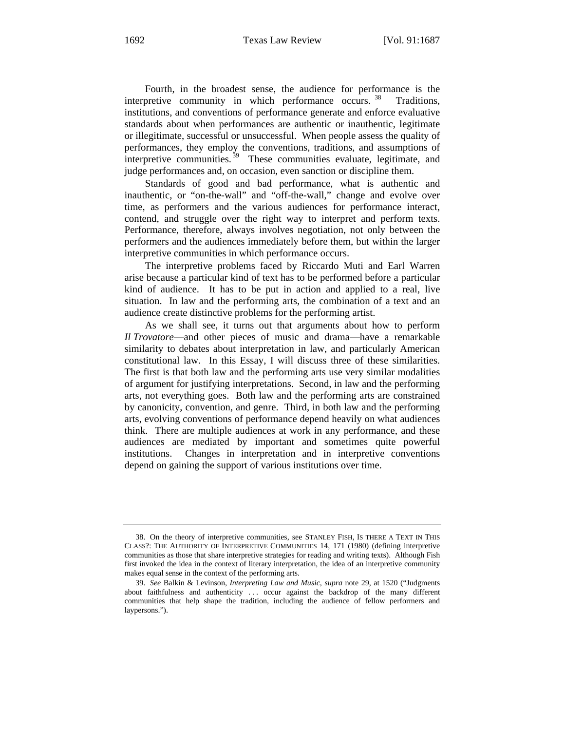Fourth, in the broadest sense, the audience for performance is the interpretive community in which performance occurs.[38] Traditions, institutions, and conventions of performance generate and enforce evaluative standards about when performances are authentic or inauthentic, legitimate or illegitimate, successful or unsuccessful. When people assess the quality of performances, they employ the conventions, traditions, and assumptions of interpretive communities.[39] These communities evaluate, legitimate, and judge performances and, on occasion, even sanction or discipline them.

Standards of good and bad performance, what is authentic and inauthentic, or "on-the-wall" and "off-the-wall," change and evolve over time, as performers and the various audiences for performance interact, contend, and struggle over the right way to interpret and perform texts. Performance, therefore, always involves negotiation, not only between the performers and the audiences immediately before them, but within the larger interpretive communities in which performance occurs.

The interpretive problems faced by Riccardo Muti and Earl Warren arise because a particular kind of text has to be performed before a particular kind of audience. It has to be put in action and applied to a real, live situation. In law and the performing arts, the combination of a text and an audience create distinctive problems for the performing artist.

As we shall see, it turns out that arguments about how to perform *Il Trovatore*—and other pieces of music and drama—have a remarkable similarity to debates about interpretation in law, and particularly American constitutional law. In this Essay, I will discuss three of these similarities. The first is that both law and the performing arts use very similar modalities of argument for justifying interpretations. Second, in law and the performing arts, not everything goes. Both law and the performing arts are constrained by canonicity, convention, and genre. Third, in both law and the performing arts, evolving conventions of performance depend heavily on what audiences think. There are multiple audiences at work in any performance, and these audiences are mediated by important and sometimes quite powerful institutions. Changes in interpretation and in interpretive conventions depend on gaining the support of various institutions over time.

---

38. On the theory of interpretive communities, see STANLEY FISH, IS THERE A TEXT IN THIS CLASS?: THE AUTHORITY OF INTERPRETIVE COMMUNITIES 14, 171 (1980) (defining interpretive communities as those that share interpretive strategies for reading and writing texts). Although Fish first invoked the idea in the context of literary interpretation, the idea of an interpretive community makes equal sense in the context of the performing arts.

39. *See* Balkin & Levinson, *Interpreting Law and Music*, *supra* note 29, at 1520 ("Judgments about faithfulness and authenticity . . . occur against the backdrop of the many different communities that help shape the tradition, including the audience of fellow performers and laypersons.").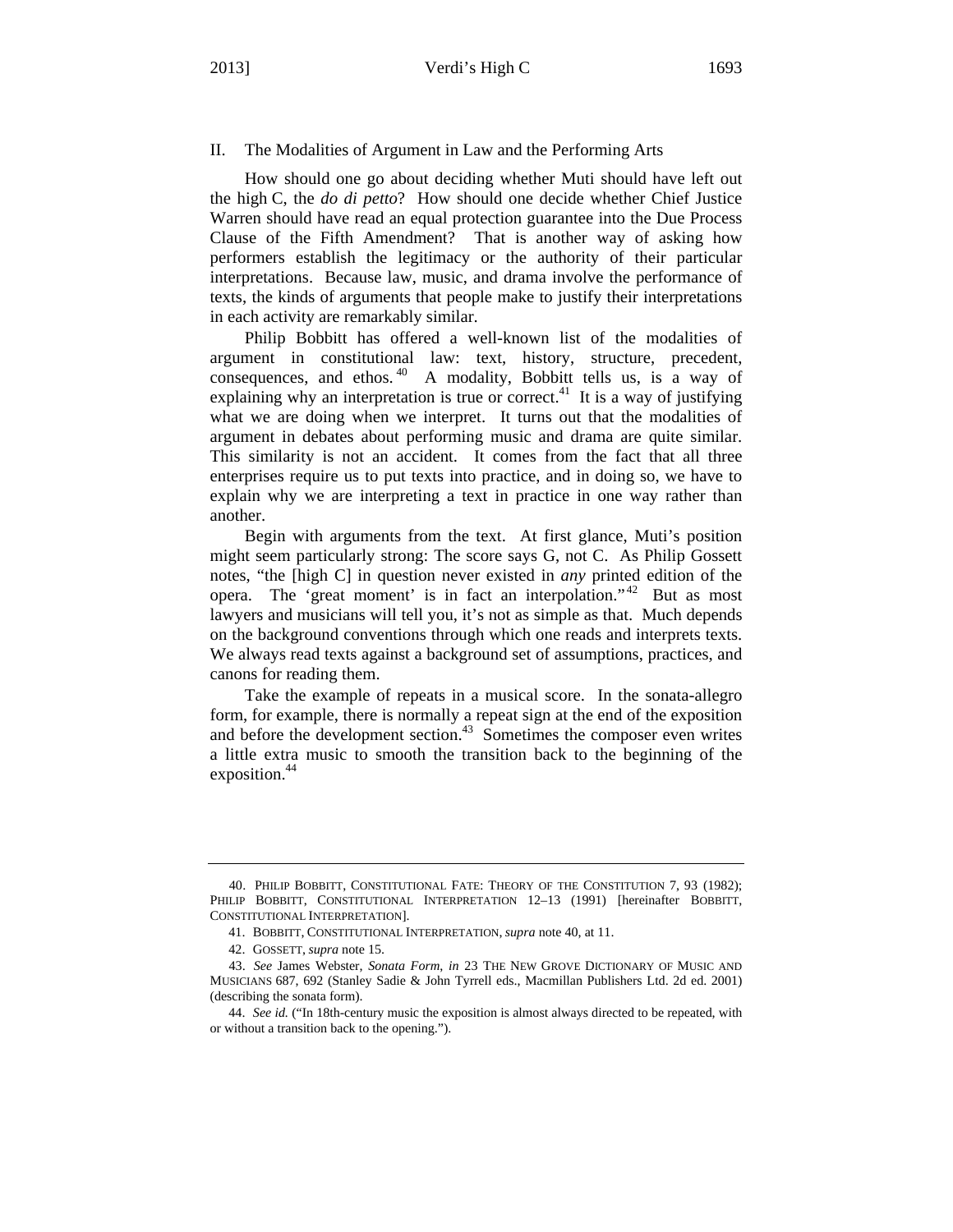## II. The Modalities of Argument in Law and the Performing Arts

How should one go about deciding whether Muti should have left out the high C, the *do di petto*? How should one decide whether Chief Justice Warren should have read an equal protection guarantee into the Due Process Clause of the Fifth Amendment? That is another way of asking how performers establish the legitimacy or the authority of their particular interpretations. Because law, music, and drama involve the performance of texts, the kinds of arguments that people make to justify their interpretations in each activity are remarkably similar.

Philip Bobbitt has offered a well-known list of the modalities of argument in constitutional law: text, history, structure, precedent, consequences, and ethos.[40] A modality, Bobbitt tells us, is a way of explaining why an interpretation is true or correct.[41] It is a way of justifying what we are doing when we interpret. It turns out that the modalities of argument in debates about performing music and drama are quite similar. This similarity is not an accident. It comes from the fact that all three enterprises require us to put texts into practice, and in doing so, we have to explain why we are interpreting a text in practice in one way rather than another.

Begin with arguments from the text. At first glance, Muti's position might seem particularly strong: The score says G, not C. As Philip Gossett notes, "the [high C] in question never existed in *any* printed edition of the opera. The 'great moment' is in fact an interpolation."[42] But as most lawyers and musicians will tell you, it's not as simple as that. Much depends on the background conventions through which one reads and interprets texts. We always read texts against a background set of assumptions, practices, and canons for reading them.

Take the example of repeats in a musical score. In the sonata-allegro form, for example, there is normally a repeat sign at the end of the exposition and before the development section.[43] Sometimes the composer even writes a little extra music to smooth the transition back to the beginning of the exposition.[44]

---

40. PHILIP BOBBITT, CONSTITUTIONAL FATE: THEORY OF THE CONSTITUTION 7, 93 (1982); PHILIP BOBBITT, CONSTITUTIONAL INTERPRETATION 12–13 (1991) [hereinafter BOBBITT, CONSTITUTIONAL INTERPRETATION].

41. BOBBITT, CONSTITUTIONAL INTERPRETATION, *supra* note 40, at 11.

42. GOSSETT, *supra* note 15.

43. *See* James Webster, *Sonata Form*, *in* 23 THE NEW GROVE DICTIONARY OF MUSIC AND MUSICIANS 687, 692 (Stanley Sadie & John Tyrrell eds., Macmillan Publishers Ltd. 2d ed. 2001) (describing the sonata form).

44. *See id.* ("In 18th-century music the exposition is almost always directed to be repeated, with or without a transition back to the opening.").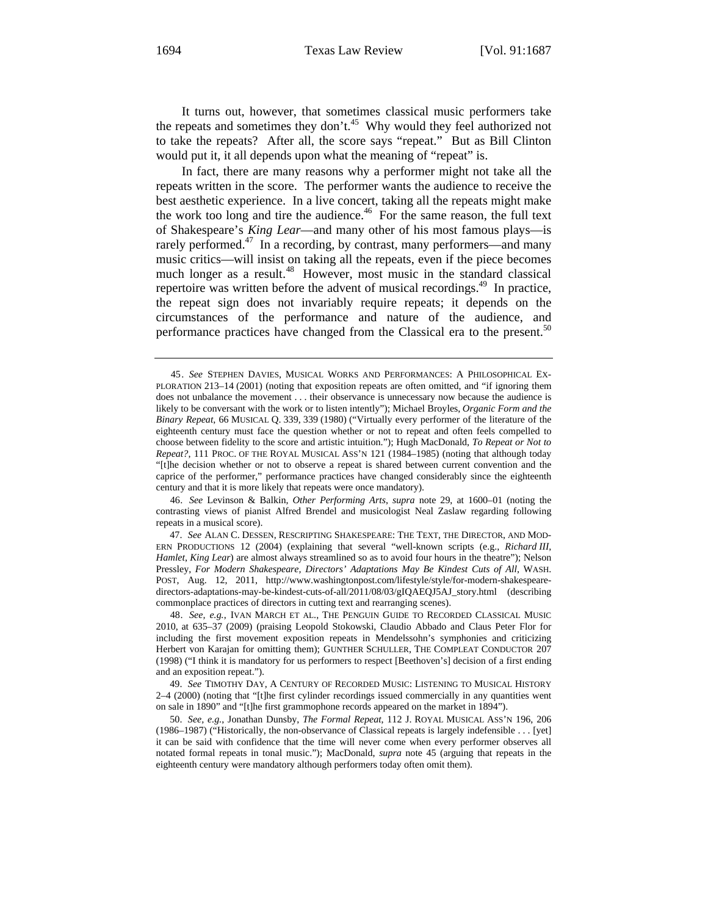It turns out, however, that sometimes classical music performers take the repeats and sometimes they don't.[45] Why would they feel authorized not to take the repeats? After all, the score says "repeat." But as Bill Clinton would put it, it all depends upon what the meaning of "repeat" is.

In fact, there are many reasons why a performer might not take all the repeats written in the score. The performer wants the audience to receive the best aesthetic experience. In a live concert, taking all the repeats might make the work too long and tire the audience.[46] For the same reason, the full text of Shakespeare's *King Lear*—and many other of his most famous plays—is rarely performed.[47] In a recording, by contrast, many performers—and many music critics—will insist on taking all the repeats, even if the piece becomes much longer as a result.[48] However, most music in the standard classical repertoire was written before the advent of musical recordings.[49] In practice, the repeat sign does not invariably require repeats; it depends on the circumstances of the performance and nature of the audience, and performance practices have changed from the Classical era to the present.[50]

---

45. *See* STEPHEN DAVIES, MUSICAL WORKS AND PERFORMANCES: A PHILOSOPHICAL EXPLORATION 213–14 (2001) (noting that exposition repeats are often omitted, and "if ignoring them does not unbalance the movement . . . their observance is unnecessary now because the audience is likely to be conversant with the work or to listen intently"); Michael Broyles, *Organic Form and the Binary Repeat*, 66 MUSICAL Q. 339, 339 (1980) ("Virtually every performer of the literature of the eighteenth century must face the question whether or not to repeat and often feels compelled to choose between fidelity to the score and artistic intuition."); Hugh MacDonald, *To Repeat or Not to Repeat?*, 111 PROC. OF THE ROYAL MUSICAL ASS'N 121 (1984–1985) (noting that although today "[t]he decision whether or not to observe a repeat is shared between current convention and the caprice of the performer," performance practices have changed considerably since the eighteenth century and that it is more likely that repeats were once mandatory).

46. *See* Levinson & Balkin, *Other Performing Arts*, *supra* note 29, at 1600–01 (noting the contrasting views of pianist Alfred Brendel and musicologist Neal Zaslaw regarding following repeats in a musical score).

47. *See* ALAN C. DESSEN, RESCRIPTING SHAKESPEARE: THE TEXT, THE DIRECTOR, AND MODERN PRODUCTIONS 12 (2004) (explaining that several "well-known scripts (e.g., *Richard III*, *Hamlet*, *King Lear*) are almost always streamlined so as to avoid four hours in the theatre"); Nelson Pressley, *For Modern Shakespeare, Directors' Adaptations May Be Kindest Cuts of All*, WASH. POST, Aug. 12, 2011, http://www.washingtonpost.com/lifestyle/style/for-modern-shakespeare-directors-adaptations-may-be-kindest-cuts-of-all/2011/08/03/gIQAEQJ5AJ_story.html (describing commonplace practices of directors in cutting text and rearranging scenes).

48. *See, e.g.*, IVAN MARCH ET AL., THE PENGUIN GUIDE TO RECORDED CLASSICAL MUSIC 2010, at 635–37 (2009) (praising Leopold Stokowski, Claudio Abbado and Claus Peter Flor for including the first movement exposition repeats in Mendelssohn's symphonies and criticizing Herbert von Karajan for omitting them); GUNTHER SCHULLER, THE COMPLEAT CONDUCTOR 207 (1998) ("I think it is mandatory for us performers to respect [Beethoven's] decision of a first ending and an exposition repeat.").

49. *See* TIMOTHY DAY, A CENTURY OF RECORDED MUSIC: LISTENING TO MUSICAL HISTORY 2–4 (2000) (noting that "[t]he first cylinder recordings issued commercially in any quantities went on sale in 1890" and "[t]he first grammophone records appeared on the market in 1894").

50. *See, e.g.*, Jonathan Dunsby, *The Formal Repeat*, 112 J. ROYAL MUSICAL ASS'N 196, 206 (1986–1987) ("Historically, the non-observance of Classical repeats is largely indefensible . . . [yet] it can be said with confidence that the time will never come when every performer observes all notated formal repeats in tonal music."); MacDonald, *supra* note 45 (arguing that repeats in the eighteenth century were mandatory although performers today often omit them).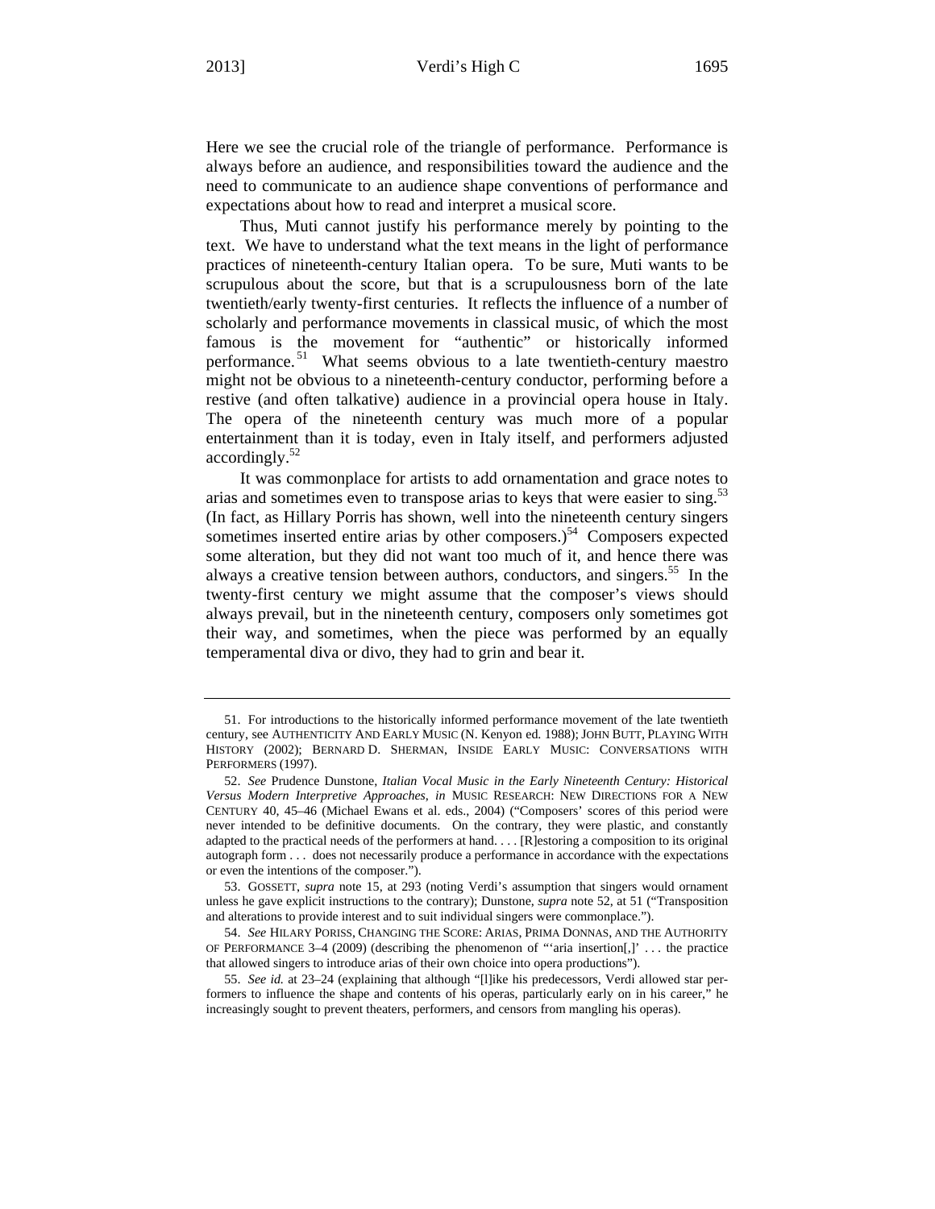Here we see the crucial role of the triangle of performance. Performance is always before an audience, and responsibilities toward the audience and the need to communicate to an audience shape conventions of performance and expectations about how to read and interpret a musical score.

Thus, Muti cannot justify his performance merely by pointing to the text. We have to understand what the text means in the light of performance practices of nineteenth-century Italian opera. To be sure, Muti wants to be scrupulous about the score, but that is a scrupulousness born of the late twentieth/early twenty-first centuries. It reflects the influence of a number of scholarly and performance movements in classical music, of which the most famous is the movement for "authentic" or historically informed performance.[51] What seems obvious to a late twentieth-century maestro might not be obvious to a nineteenth-century conductor, performing before a restive (and often talkative) audience in a provincial opera house in Italy. The opera of the nineteenth century was much more of a popular entertainment than it is today, even in Italy itself, and performers adjusted accordingly.[52]

It was commonplace for artists to add ornamentation and grace notes to arias and sometimes even to transpose arias to keys that were easier to sing.[53] (In fact, as Hillary Porris has shown, well into the nineteenth century singers sometimes inserted entire arias by other composers.)[54] Composers expected some alteration, but they did not want too much of it, and hence there was always a creative tension between authors, conductors, and singers.[55] In the twenty-first century we might assume that the composer's views should always prevail, but in the nineteenth century, composers only sometimes got their way, and sometimes, when the piece was performed by an equally temperamental diva or divo, they had to grin and bear it.

---

51. For introductions to the historically informed performance movement of the late twentieth century, see AUTHENTICITY AND EARLY MUSIC (N. Kenyon ed. 1988); JOHN BUTT, PLAYING WITH HISTORY (2002); BERNARD D. SHERMAN, INSIDE EARLY MUSIC: CONVERSATIONS WITH PERFORMERS (1997).

52. *See* Prudence Dunstone, *Italian Vocal Music in the Early Nineteenth Century: Historical Versus Modern Interpretive Approaches*, *in* MUSIC RESEARCH: NEW DIRECTIONS FOR A NEW CENTURY 40, 45–46 (Michael Ewans et al. eds., 2004) ("Composers' scores of this period were never intended to be definitive documents. On the contrary, they were plastic, and constantly adapted to the practical needs of the performers at hand. . . . [R]estoring a composition to its original autograph form . . . does not necessarily produce a performance in accordance with the expectations or even the intentions of the composer.").

53. GOSSETT, *supra* note 15, at 293 (noting Verdi's assumption that singers would ornament unless he gave explicit instructions to the contrary); Dunstone, *supra* note 52, at 51 ("Transposition and alterations to provide interest and to suit individual singers were commonplace.").

54. *See* HILARY PORISS, CHANGING THE SCORE: ARIAS, PRIMA DONNAS, AND THE AUTHORITY OF PERFORMANCE 3–4 (2009) (describing the phenomenon of "'aria insertion[,]' . . . the practice that allowed singers to introduce arias of their own choice into opera productions").

55. *See id.* at 23–24 (explaining that although "[l]ike his predecessors, Verdi allowed star performers to influence the shape and contents of his operas, particularly early on in his career," he increasingly sought to prevent theaters, performers, and censors from mangling his operas).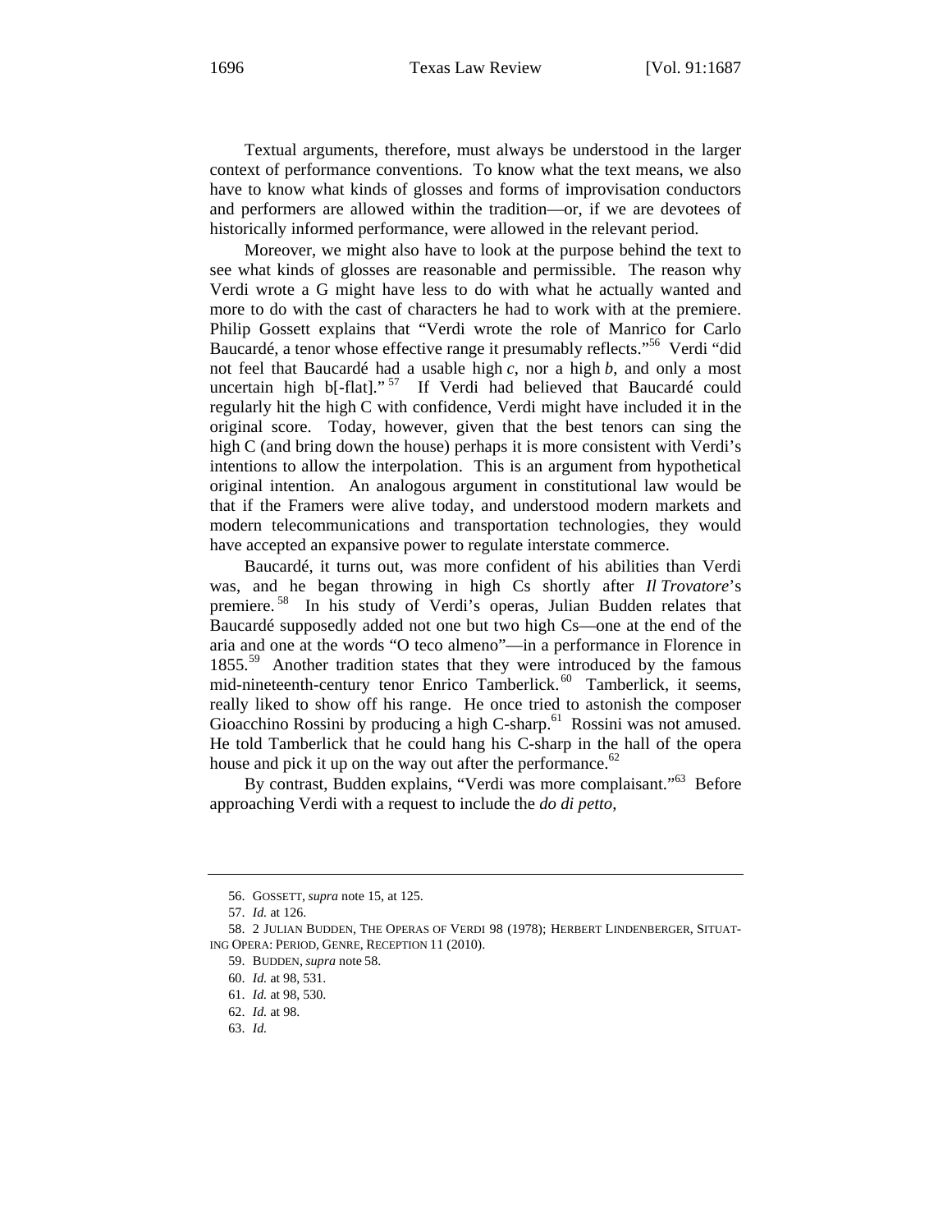Textual arguments, therefore, must always be understood in the larger context of performance conventions. To know what the text means, we also have to know what kinds of glosses and forms of improvisation conductors and performers are allowed within the tradition—or, if we are devotees of historically informed performance, were allowed in the relevant period.

Moreover, we might also have to look at the purpose behind the text to see what kinds of glosses are reasonable and permissible. The reason why Verdi wrote a G might have less to do with what he actually wanted and more to do with the cast of characters he had to work with at the premiere. Philip Gossett explains that "Verdi wrote the role of Manrico for Carlo Baucardé, a tenor whose effective range it presumably reflects."[56] Verdi "did not feel that Baucardé had a usable high *c*, nor a high *b*, and only a most uncertain high b[-flat]."[57] If Verdi had believed that Baucardé could regularly hit the high C with confidence, Verdi might have included it in the original score. Today, however, given that the best tenors can sing the high C (and bring down the house) perhaps it is more consistent with Verdi's intentions to allow the interpolation. This is an argument from hypothetical original intention. An analogous argument in constitutional law would be that if the Framers were alive today, and understood modern markets and modern telecommunications and transportation technologies, they would have accepted an expansive power to regulate interstate commerce.

Baucardé, it turns out, was more confident of his abilities than Verdi was, and he began throwing in high Cs shortly after *Il Trovatore*'s premiere.[58] In his study of Verdi's operas, Julian Budden relates that Baucardé supposedly added not one but two high Cs—one at the end of the aria and one at the words "O teco almeno"—in a performance in Florence in 1855.[59] Another tradition states that they were introduced by the famous mid-nineteenth-century tenor Enrico Tamberlick.[60] Tamberlick, it seems, really liked to show off his range. He once tried to astonish the composer Gioacchino Rossini by producing a high C-sharp.[61] Rossini was not amused. He told Tamberlick that he could hang his C-sharp in the hall of the opera house and pick it up on the way out after the performance.[62]

By contrast, Budden explains, "Verdi was more complaisant."[63] Before approaching Verdi with a request to include the *do di petto*,

---

56. GOSSETT, *supra* note 15, at 125.

57. *Id.* at 126.

58. 2 JULIAN BUDDEN, THE OPERAS OF VERDI 98 (1978); HERBERT LINDENBERGER, SITUATING OPERA: PERIOD, GENRE, RECEPTION 11 (2010).

59. BUDDEN, *supra* note 58.

60. *Id.* at 98, 531.

61. *Id.* at 98, 530.

62. *Id.* at 98.

63. *Id.*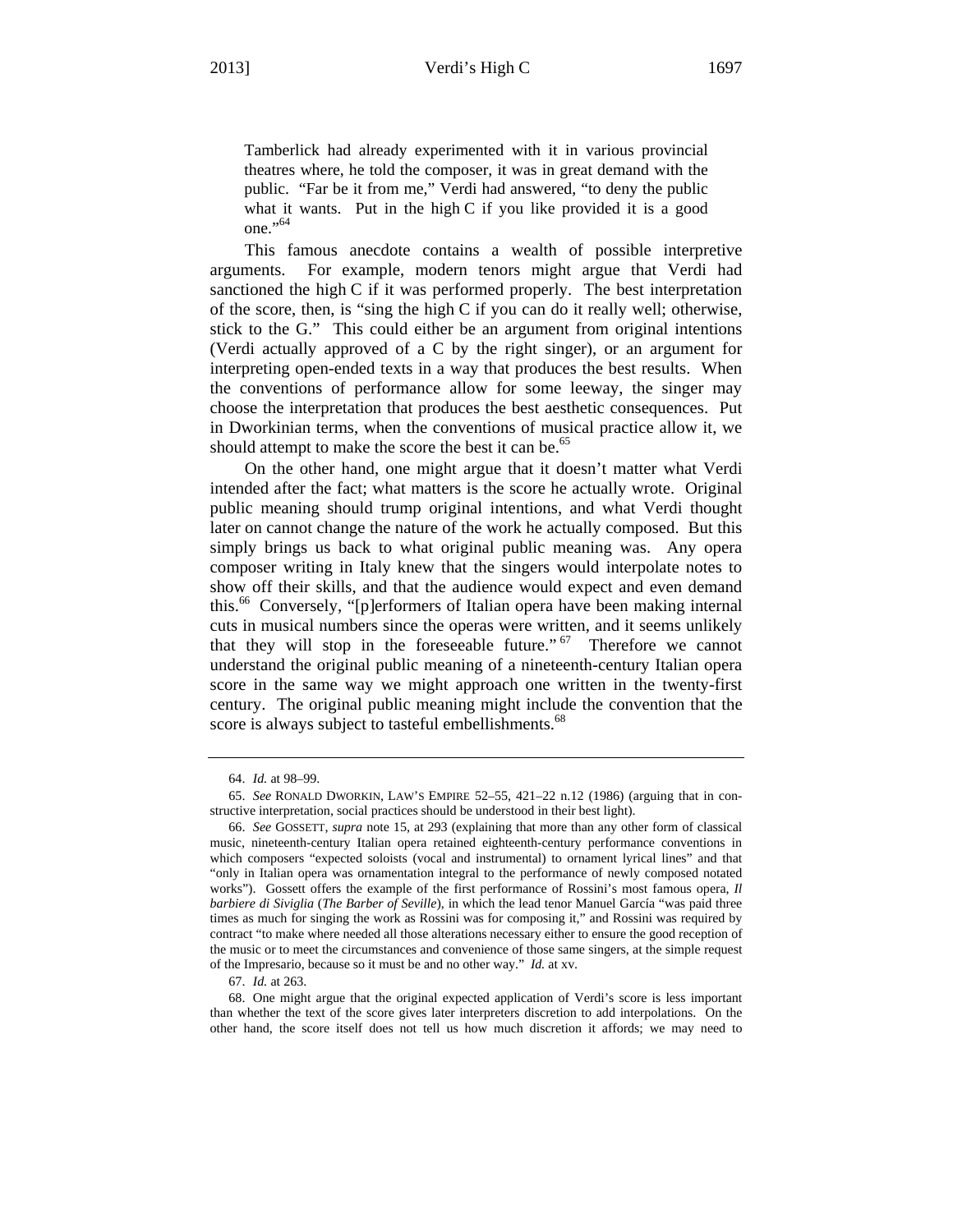Tamberlick had already experimented with it in various provincial theatres where, he told the composer, it was in great demand with the public. "Far be it from me," Verdi had answered, "to deny the public what it wants. Put in the high C if you like provided it is a good one."[64]

This famous anecdote contains a wealth of possible interpretive arguments. For example, modern tenors might argue that Verdi had sanctioned the high C if it was performed properly. The best interpretation of the score, then, is "sing the high C if you can do it really well; otherwise, stick to the G." This could either be an argument from original intentions (Verdi actually approved of a C by the right singer), or an argument for interpreting open-ended texts in a way that produces the best results. When the conventions of performance allow for some leeway, the singer may choose the interpretation that produces the best aesthetic consequences. Put in Dworkinian terms, when the conventions of musical practice allow it, we should attempt to make the score the best it can be.[65]

On the other hand, one might argue that it doesn't matter what Verdi intended after the fact; what matters is the score he actually wrote. Original public meaning should trump original intentions, and what Verdi thought later on cannot change the nature of the work he actually composed. But this simply brings us back to what original public meaning was. Any opera composer writing in Italy knew that the singers would interpolate notes to show off their skills, and that the audience would expect and even demand this.[66] Conversely, "[p]erformers of Italian opera have been making internal cuts in musical numbers since the operas were written, and it seems unlikely that they will stop in the foreseeable future."[67] Therefore we cannot understand the original public meaning of a nineteenth-century Italian opera score in the same way we might approach one written in the twenty-first century. The original public meaning might include the convention that the score is always subject to tasteful embellishments.[68]

---

64. *Id.* at 98–99.

65. *See* RONALD DWORKIN, LAW'S EMPIRE 52–55, 421–22 n.12 (1986) (arguing that in constructive interpretation, social practices should be understood in their best light).

66. *See* GOSSETT, *supra* note 15, at 293 (explaining that more than any other form of classical music, nineteenth-century Italian opera retained eighteenth-century performance conventions in which composers "expected soloists (vocal and instrumental) to ornament lyrical lines" and that "only in Italian opera was ornamentation integral to the performance of newly composed notated works"). Gossett offers the example of the first performance of Rossini's most famous opera, *Il barbiere di Siviglia* (*The Barber of Seville*), in which the lead tenor Manuel García "was paid three times as much for singing the work as Rossini was for composing it," and Rossini was required by contract "to make where needed all those alterations necessary either to ensure the good reception of the music or to meet the circumstances and convenience of those same singers, at the simple request of the Impresario, because so it must be and no other way." *Id.* at xv.

67. *Id.* at 263.

68. One might argue that the original expected application of Verdi's score is less important than whether the text of the score gives later interpreters discretion to add interpolations. On the other hand, the score itself does not tell us how much discretion it affords; we may need to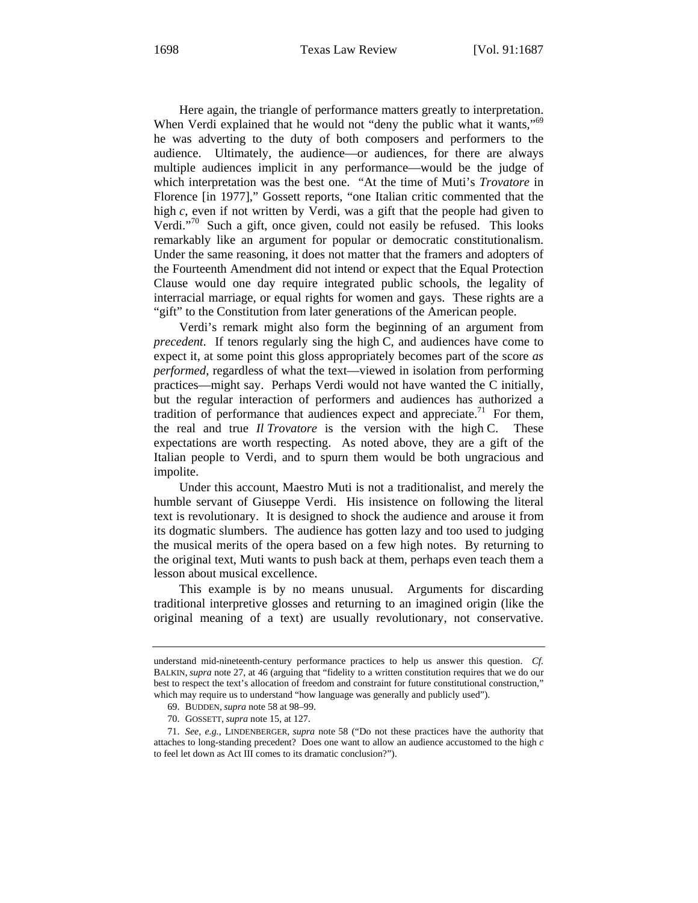Here again, the triangle of performance matters greatly to interpretation. When Verdi explained that he would not "deny the public what it wants,"[69] he was adverting to the duty of both composers and performers to the audience. Ultimately, the audience—or audiences, for there are always multiple audiences implicit in any performance—would be the judge of which interpretation was the best one. "At the time of Muti's *Trovatore* in Florence [in 1977]," Gossett reports, "one Italian critic commented that the high *c*, even if not written by Verdi, was a gift that the people had given to Verdi."[70] Such a gift, once given, could not easily be refused. This looks remarkably like an argument for popular or democratic constitutionalism. Under the same reasoning, it does not matter that the framers and adopters of the Fourteenth Amendment did not intend or expect that the Equal Protection Clause would one day require integrated public schools, the legality of interracial marriage, or equal rights for women and gays. These rights are a "gift" to the Constitution from later generations of the American people.

Verdi's remark might also form the beginning of an argument from *precedent*. If tenors regularly sing the high C, and audiences have come to expect it, at some point this gloss appropriately becomes part of the score *as performed*, regardless of what the text—viewed in isolation from performing practices—might say. Perhaps Verdi would not have wanted the C initially, but the regular interaction of performers and audiences has authorized a tradition of performance that audiences expect and appreciate.[71] For them, the real and true *Il Trovatore* is the version with the high C. These expectations are worth respecting. As noted above, they are a gift of the Italian people to Verdi, and to spurn them would be both ungracious and impolite.

Under this account, Maestro Muti is not a traditionalist, and merely the humble servant of Giuseppe Verdi. His insistence on following the literal text is revolutionary. It is designed to shock the audience and arouse it from its dogmatic slumbers. The audience has gotten lazy and too used to judging the musical merits of the opera based on a few high notes. By returning to the original text, Muti wants to push back at them, perhaps even teach them a lesson about musical excellence.

This example is by no means unusual. Arguments for discarding traditional interpretive glosses and returning to an imagined origin (like the original meaning of a text) are usually revolutionary, not conservative.

---

understand mid-nineteenth-century performance practices to help us answer this question. *Cf.* BALKIN, *supra* note 27, at 46 (arguing that "fidelity to a written constitution requires that we do our best to respect the text's allocation of freedom and constraint for future constitutional construction," which may require us to understand "how language was generally and publicly used").

69. BUDDEN, *supra* note 58 at 98–99.

70. GOSSETT, *supra* note 15, at 127.

71. *See, e.g.*, LINDENBERGER, *supra* note 58 ("Do not these practices have the authority that attaches to long-standing precedent? Does one want to allow an audience accustomed to the high *c* to feel let down as Act III comes to its dramatic conclusion?").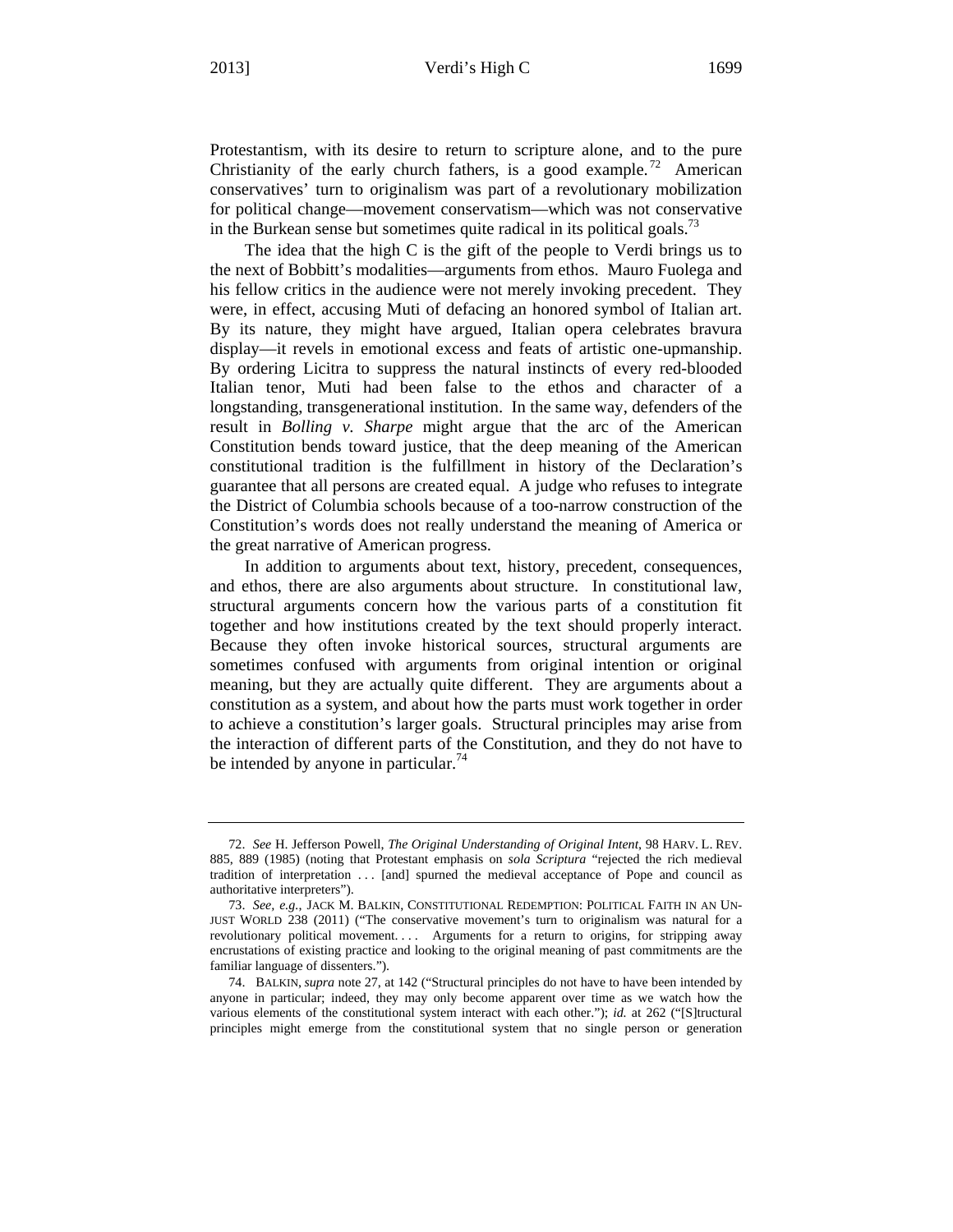Protestantism, with its desire to return to scripture alone, and to the pure Christianity of the early church fathers, is a good example.[72] American conservatives' turn to originalism was part of a revolutionary mobilization for political change—movement conservatism—which was not conservative in the Burkean sense but sometimes quite radical in its political goals.[73]

The idea that the high C is the gift of the people to Verdi brings us to the next of Bobbitt's modalities—arguments from ethos. Mauro Fuolega and his fellow critics in the audience were not merely invoking precedent. They were, in effect, accusing Muti of defacing an honored symbol of Italian art. By its nature, they might have argued, Italian opera celebrates bravura display—it revels in emotional excess and feats of artistic one-upmanship. By ordering Licitra to suppress the natural instincts of every red-blooded Italian tenor, Muti had been false to the ethos and character of a longstanding, transgenerational institution. In the same way, defenders of the result in *Bolling v. Sharpe* might argue that the arc of the American Constitution bends toward justice, that the deep meaning of the American constitutional tradition is the fulfillment in history of the Declaration's guarantee that all persons are created equal. A judge who refuses to integrate the District of Columbia schools because of a too-narrow construction of the Constitution's words does not really understand the meaning of America or the great narrative of American progress.

In addition to arguments about text, history, precedent, consequences, and ethos, there are also arguments about structure. In constitutional law, structural arguments concern how the various parts of a constitution fit together and how institutions created by the text should properly interact. Because they often invoke historical sources, structural arguments are sometimes confused with arguments from original intention or original meaning, but they are actually quite different. They are arguments about a constitution as a system, and about how the parts must work together in order to achieve a constitution's larger goals. Structural principles may arise from the interaction of different parts of the Constitution, and they do not have to be intended by anyone in particular.[74]

---

72. *See* H. Jefferson Powell, *The Original Understanding of Original Intent*, 98 HARV. L. REV. 885, 889 (1985) (noting that Protestant emphasis on *sola Scriptura* "rejected the rich medieval tradition of interpretation . . . [and] spurned the medieval acceptance of Pope and council as authoritative interpreters").

73. *See, e.g.*, JACK M. BALKIN, CONSTITUTIONAL REDEMPTION: POLITICAL FAITH IN AN UNJUST WORLD 238 (2011) ("The conservative movement's turn to originalism was natural for a revolutionary political movement. . . . Arguments for a return to origins, for stripping away encrustations of existing practice and looking to the original meaning of past commitments are the familiar language of dissenters.").

74. BALKIN, *supra* note 27, at 142 ("Structural principles do not have to have been intended by anyone in particular; indeed, they may only become apparent over time as we watch how the various elements of the constitutional system interact with each other."); *id.* at 262 ("[S]tructural principles might emerge from the constitutional system that no single person or generation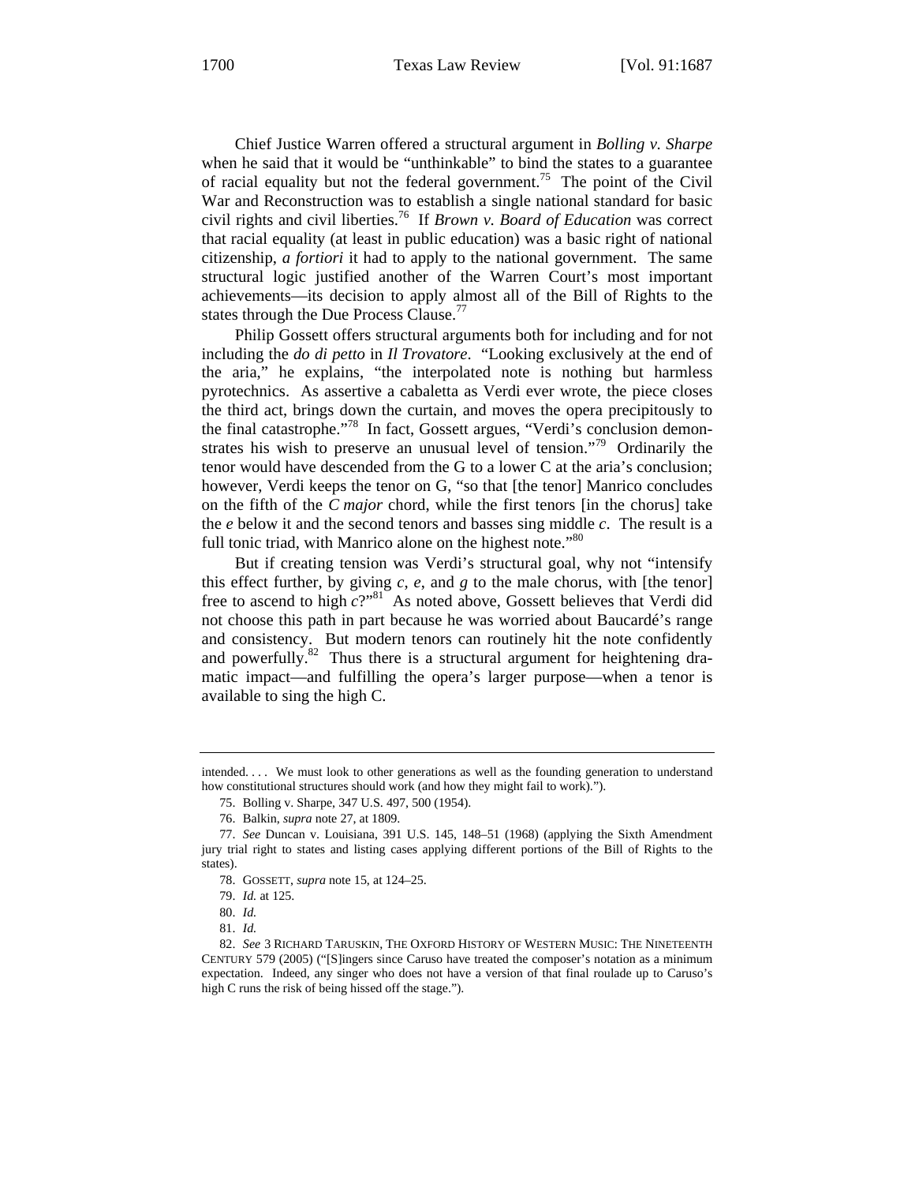Chief Justice Warren offered a structural argument in *Bolling v. Sharpe* when he said that it would be "unthinkable" to bind the states to a guarantee of racial equality but not the federal government.[75] The point of the Civil War and Reconstruction was to establish a single national standard for basic civil rights and civil liberties.[76] If *Brown v. Board of Education* was correct that racial equality (at least in public education) was a basic right of national citizenship, *a fortiori* it had to apply to the national government. The same structural logic justified another of the Warren Court's most important achievements—its decision to apply almost all of the Bill of Rights to the states through the Due Process Clause.[77]

Philip Gossett offers structural arguments both for including and for not including the *do di petto* in *Il Trovatore*. "Looking exclusively at the end of the aria," he explains, "the interpolated note is nothing but harmless pyrotechnics. As assertive a cabaletta as Verdi ever wrote, the piece closes the third act, brings down the curtain, and moves the opera precipitously to the final catastrophe."[78] In fact, Gossett argues, "Verdi's conclusion demonstrates his wish to preserve an unusual level of tension."[79] Ordinarily the tenor would have descended from the G to a lower C at the aria's conclusion; however, Verdi keeps the tenor on G, "so that [the tenor] Manrico concludes on the fifth of the *C major* chord, while the first tenors [in the chorus] take the *e* below it and the second tenors and basses sing middle *c*. The result is a full tonic triad, with Manrico alone on the highest note."[80]

But if creating tension was Verdi's structural goal, why not "intensify this effect further, by giving *c*, *e*, and *g* to the male chorus, with [the tenor] free to ascend to high *c*?"[81] As noted above, Gossett believes that Verdi did not choose this path in part because he was worried about Baucardé's range and consistency. But modern tenors can routinely hit the note confidently and powerfully.[82] Thus there is a structural argument for heightening dramatic impact—and fulfilling the opera's larger purpose—when a tenor is available to sing the high C.

---

intended. . . . We must look to other generations as well as the founding generation to understand how constitutional structures should work (and how they might fail to work).").

75. Bolling v. Sharpe, 347 U.S. 497, 500 (1954).

76. Balkin, *supra* note 27, at 1809.

77. *See* Duncan v. Louisiana, 391 U.S. 145, 148–51 (1968) (applying the Sixth Amendment jury trial right to states and listing cases applying different portions of the Bill of Rights to the states).

78. GOSSETT, *supra* note 15, at 124–25.

79. *Id.* at 125.

80. *Id.*

81. *Id.*

82. *See* 3 RICHARD TARUSKIN, THE OXFORD HISTORY OF WESTERN MUSIC: THE NINETEENTH CENTURY 579 (2005) ("[S]ingers since Caruso have treated the composer's notation as a minimum expectation. Indeed, any singer who does not have a version of that final roulade up to Caruso's high C runs the risk of being hissed off the stage.").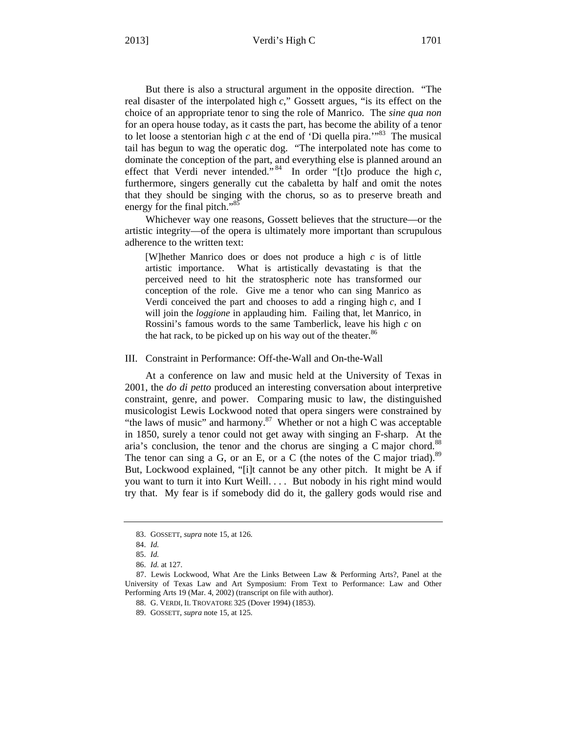But there is also a structural argument in the opposite direction. "The real disaster of the interpolated high *c*," Gossett argues, "is its effect on the choice of an appropriate tenor to sing the role of Manrico. The *sine qua non* for an opera house today, as it casts the part, has become the ability of a tenor to let loose a stentorian high *c* at the end of 'Di quella pira.'"[83] The musical tail has begun to wag the operatic dog. "The interpolated note has come to dominate the conception of the part, and everything else is planned around an effect that Verdi never intended."[84] In order "[t]o produce the high *c*, furthermore, singers generally cut the cabaletta by half and omit the notes that they should be singing with the chorus, so as to preserve breath and energy for the final pitch."[85]

Whichever way one reasons, Gossett believes that the structure—or the artistic integrity—of the opera is ultimately more important than scrupulous adherence to the written text:

> [W]hether Manrico does or does not produce a high *c* is of little artistic importance. What is artistically devastating is that the perceived need to hit the stratospheric note has transformed our conception of the role. Give me a tenor who can sing Manrico as Verdi conceived the part and chooses to add a ringing high *c*, and I will join the *loggione* in applauding him. Failing that, let Manrico, in Rossini's famous words to the same Tamberlick, leave his high *c* on the hat rack, to be picked up on his way out of the theater.[86]

## III. Constraint in Performance: Off-the-Wall and On-the-Wall

At a conference on law and music held at the University of Texas in 2001, the *do di petto* produced an interesting conversation about interpretive constraint, genre, and power. Comparing music to law, the distinguished musicologist Lewis Lockwood noted that opera singers were constrained by "the laws of music" and harmony.[87] Whether or not a high C was acceptable in 1850, surely a tenor could not get away with singing an F-sharp. At the aria's conclusion, the tenor and the chorus are singing a C major chord.[88] The tenor can sing a G, or an E, or a C (the notes of the C major triad).[89] But, Lockwood explained, "[i]t cannot be any other pitch. It might be A if you want to turn it into Kurt Weill. . . . But nobody in his right mind would try that. My fear is if somebody did do it, the gallery gods would rise and

---

83. GOSSETT, *supra* note 15, at 126.

84. *Id.*

85. *Id.*

86. *Id.* at 127.

87. Lewis Lockwood, What Are the Links Between Law & Performing Arts?, Panel at the University of Texas Law and Art Symposium: From Text to Performance: Law and Other Performing Arts 19 (Mar. 4, 2002) (transcript on file with author).

88. G. VERDI, IL TROVATORE 325 (Dover 1994) (1853).

89. GOSSETT, *supra* note 15, at 125.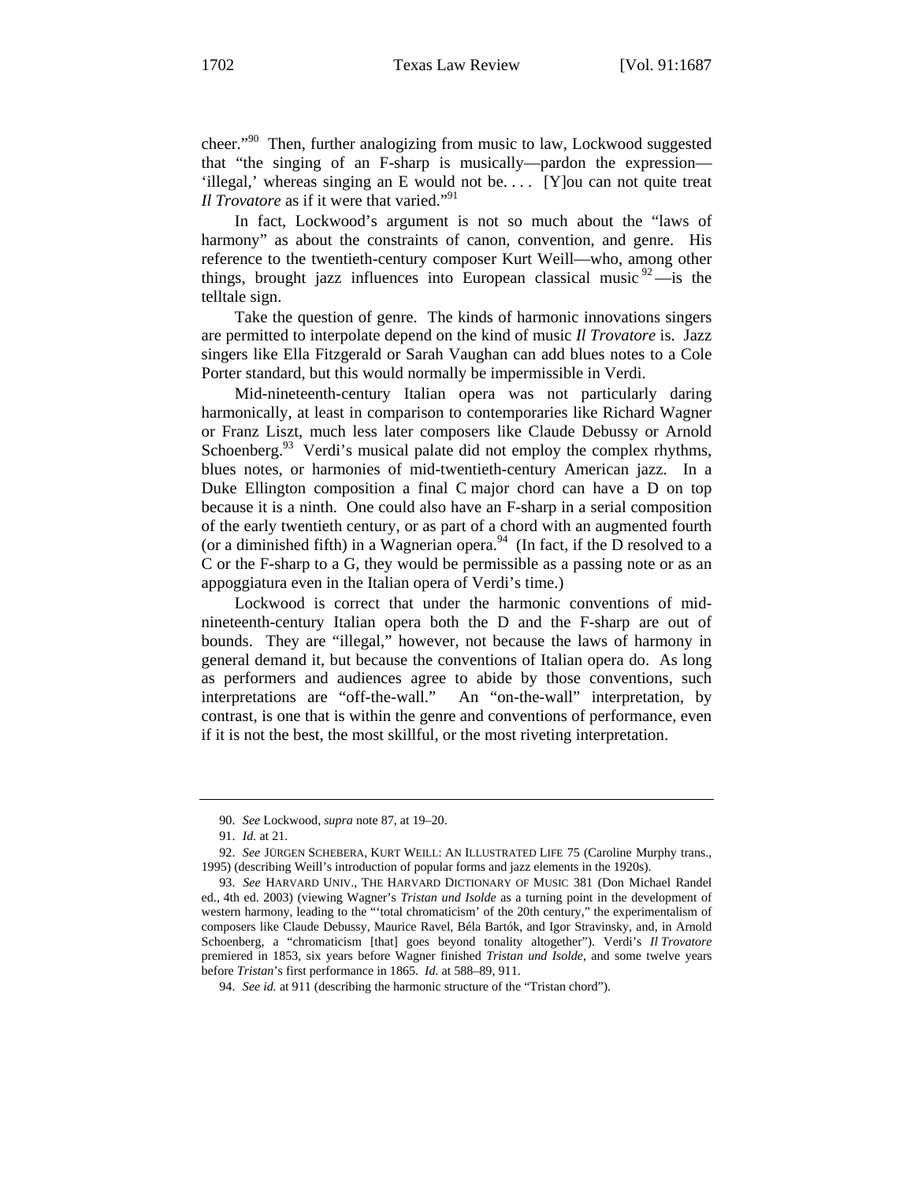cheer."[90] Then, further analogizing from music to law, Lockwood suggested that "the singing of an F-sharp is musically—pardon the expression—'illegal,' whereas singing an E would not be. . . . [Y]ou can not quite treat *Il Trovatore* as if it were that varied."[91]

In fact, Lockwood's argument is not so much about the "laws of harmony" as about the constraints of canon, convention, and genre. His reference to the twentieth-century composer Kurt Weill—who, among other things, brought jazz influences into European classical music[92]—is the telltale sign.

Take the question of genre. The kinds of harmonic innovations singers are permitted to interpolate depend on the kind of music *Il Trovatore* is. Jazz singers like Ella Fitzgerald or Sarah Vaughan can add blues notes to a Cole Porter standard, but this would normally be impermissible in Verdi.

Mid-nineteenth-century Italian opera was not particularly daring harmonically, at least in comparison to contemporaries like Richard Wagner or Franz Liszt, much less later composers like Claude Debussy or Arnold Schoenberg.[93] Verdi's musical palate did not employ the complex rhythms, blues notes, or harmonies of mid-twentieth-century American jazz. In a Duke Ellington composition a final C major chord can have a D on top because it is a ninth. One could also have an F-sharp in a serial composition of the early twentieth century, or as part of a chord with an augmented fourth (or a diminished fifth) in a Wagnerian opera.[94] (In fact, if the D resolved to a C or the F-sharp to a G, they would be permissible as a passing note or as an appoggiatura even in the Italian opera of Verdi's time.)

Lockwood is correct that under the harmonic conventions of mid-nineteenth-century Italian opera both the D and the F-sharp are out of bounds. They are "illegal," however, not because the laws of harmony in general demand it, but because the conventions of Italian opera do. As long as performers and audiences agree to abide by those conventions, such interpretations are "off-the-wall." An "on-the-wall" interpretation, by contrast, is one that is within the genre and conventions of performance, even if it is not the best, the most skillful, or the most riveting interpretation.

---

90. *See* Lockwood, *supra* note 87, at 19–20.

91. *Id.* at 21.

92. *See* JÜRGEN SCHEBERA, KURT WEILL: AN ILLUSTRATED LIFE 75 (Caroline Murphy trans., 1995) (describing Weill's introduction of popular forms and jazz elements in the 1920s).

93. *See* HARVARD UNIV., THE HARVARD DICTIONARY OF MUSIC 381 (Don Michael Randel ed., 4th ed. 2003) (viewing Wagner's *Tristan und Isolde* as a turning point in the development of western harmony, leading to the "'total chromaticism' of the 20th century," the experimentalism of composers like Claude Debussy, Maurice Ravel, Béla Bartók, and Igor Stravinsky, and, in Arnold Schoenberg, a "chromaticism [that] goes beyond tonality altogether"). Verdi's *Il Trovatore* premiered in 1853, six years before Wagner finished *Tristan und Isolde*, and some twelve years before *Tristan*'s first performance in 1865. *Id.* at 588–89, 911.

94. *See id.* at 911 (describing the harmonic structure of the "Tristan chord").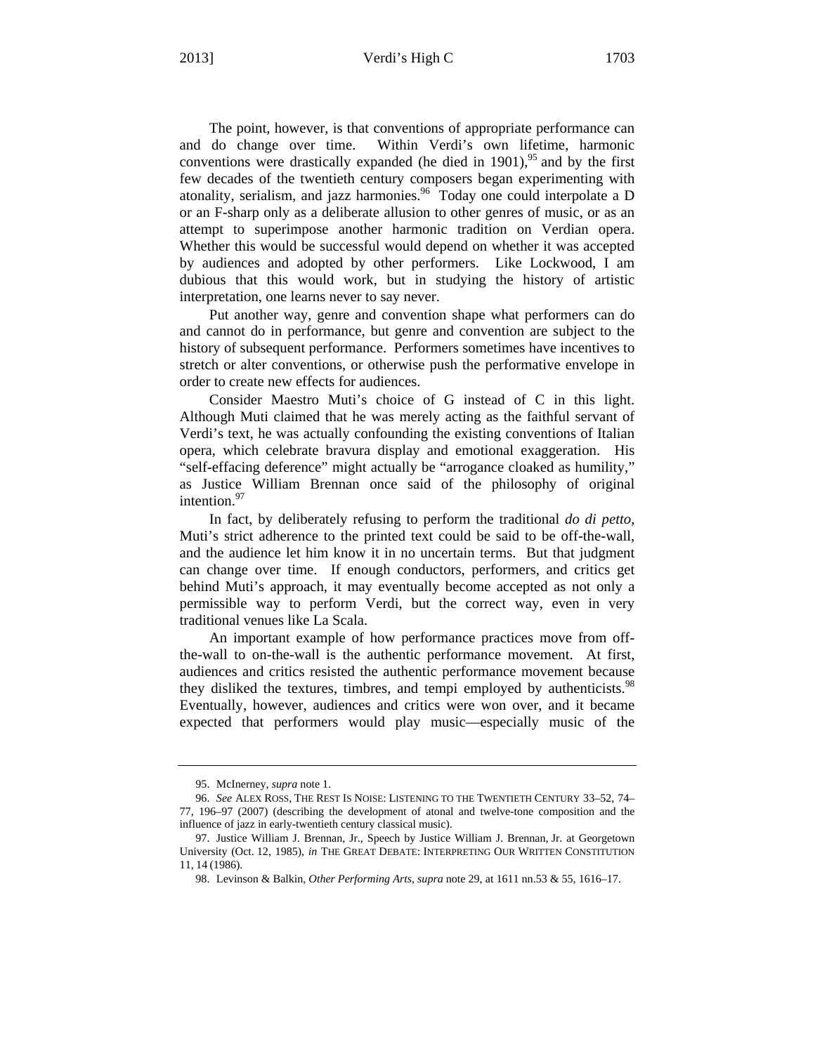The point, however, is that conventions of appropriate performance can and do change over time. Within Verdi's own lifetime, harmonic conventions were drastically expanded (he died in 1901),[95] and by the first few decades of the twentieth century composers began experimenting with atonality, serialism, and jazz harmonies.[96] Today one could interpolate a D or an F-sharp only as a deliberate allusion to other genres of music, or as an attempt to superimpose another harmonic tradition on Verdian opera. Whether this would be successful would depend on whether it was accepted by audiences and adopted by other performers. Like Lockwood, I am dubious that this would work, but in studying the history of artistic interpretation, one learns never to say never.

Put another way, genre and convention shape what performers can do and cannot do in performance, but genre and convention are subject to the history of subsequent performance. Performers sometimes have incentives to stretch or alter conventions, or otherwise push the performative envelope in order to create new effects for audiences.

Consider Maestro Muti's choice of G instead of C in this light. Although Muti claimed that he was merely acting as the faithful servant of Verdi's text, he was actually confounding the existing conventions of Italian opera, which celebrate bravura display and emotional exaggeration. His "self-effacing deference" might actually be "arrogance cloaked as humility," as Justice William Brennan once said of the philosophy of original intention.[97]

In fact, by deliberately refusing to perform the traditional *do di petto*, Muti's strict adherence to the printed text could be said to be off-the-wall, and the audience let him know it in no uncertain terms. But that judgment can change over time. If enough conductors, performers, and critics get behind Muti's approach, it may eventually become accepted as not only a permissible way to perform Verdi, but the correct way, even in very traditional venues like La Scala.

An important example of how performance practices move from off-the-wall to on-the-wall is the authentic performance movement. At first, audiences and critics resisted the authentic performance movement because they disliked the textures, timbres, and tempi employed by authenticists.[98] Eventually, however, audiences and critics were won over, and it became expected that performers would play music—especially music of the

---

95. McInerney, *supra* note 1.

96. *See* ALEX ROSS, THE REST IS NOISE: LISTENING TO THE TWENTIETH CENTURY 33–52, 74–77, 196–97 (2007) (describing the development of atonal and twelve-tone composition and the influence of jazz in early-twentieth century classical music).

97. Justice William J. Brennan, Jr., Speech by Justice William J. Brennan, Jr. at Georgetown University (Oct. 12, 1985), *in* THE GREAT DEBATE: INTERPRETING OUR WRITTEN CONSTITUTION 11, 14 (1986).

98. Levinson & Balkin, *Other Performing Arts*, *supra* note 29, at 1611 nn.53 & 55, 1616–17.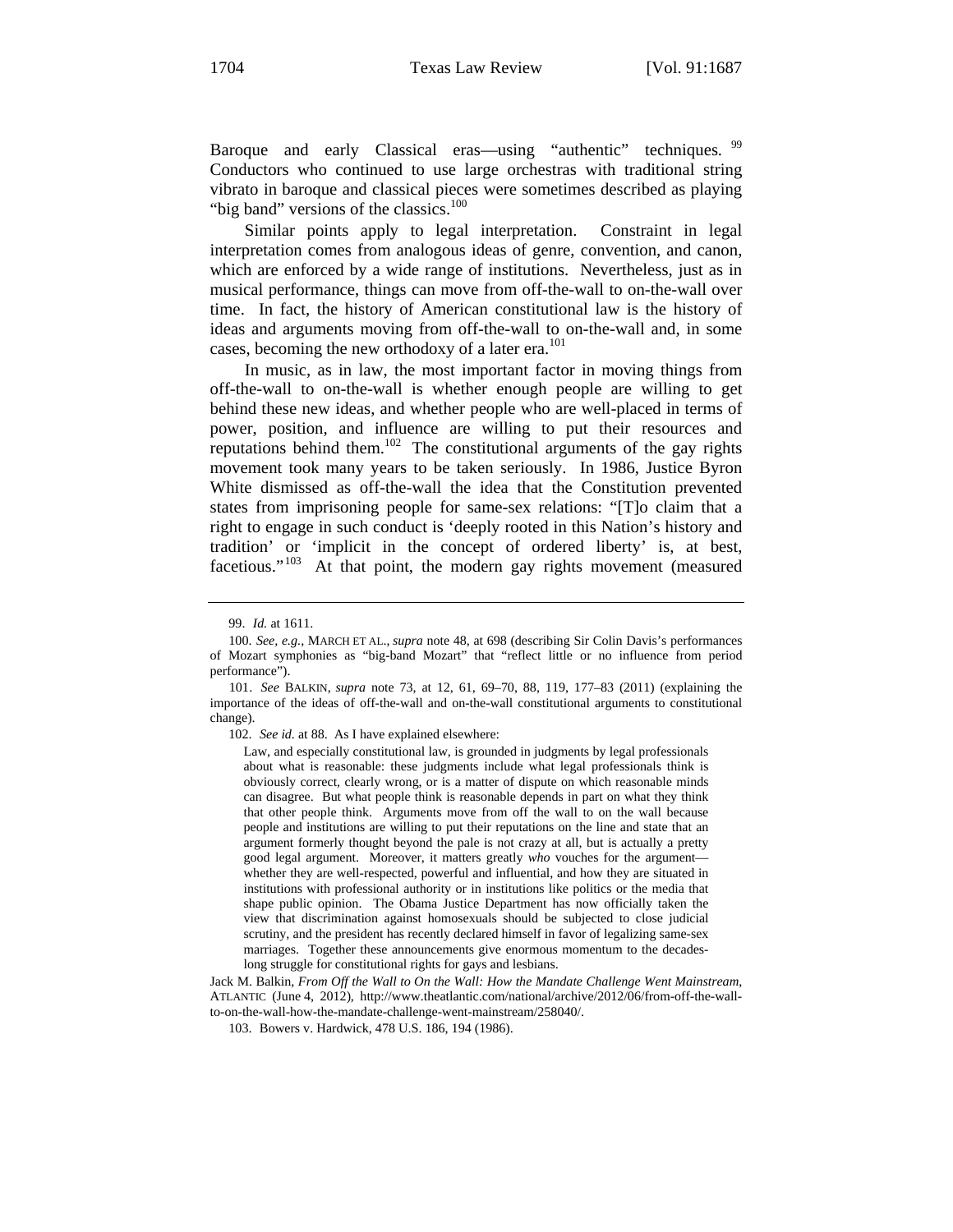Baroque and early Classical eras—using "authentic" techniques.[99] Conductors who continued to use large orchestras with traditional string vibrato in baroque and classical pieces were sometimes described as playing "big band" versions of the classics.[100]

Similar points apply to legal interpretation. Constraint in legal interpretation comes from analogous ideas of genre, convention, and canon, which are enforced by a wide range of institutions. Nevertheless, just as in musical performance, things can move from off-the-wall to on-the-wall over time. In fact, the history of American constitutional law is the history of ideas and arguments moving from off-the-wall to on-the-wall and, in some cases, becoming the new orthodoxy of a later era.[101]

In music, as in law, the most important factor in moving things from off-the-wall to on-the-wall is whether enough people are willing to get behind these new ideas, and whether people who are well-placed in terms of power, position, and influence are willing to put their resources and reputations behind them.[102] The constitutional arguments of the gay rights movement took many years to be taken seriously. In 1986, Justice Byron White dismissed as off-the-wall the idea that the Constitution prevented states from imprisoning people for same-sex relations: "[T]o claim that a right to engage in such conduct is 'deeply rooted in this Nation's history and tradition' or 'implicit in the concept of ordered liberty' is, at best, facetious."[103] At that point, the modern gay rights movement (measured

---

99. *Id.* at 1611.

100. *See, e.g.*, MARCH ET AL., *supra* note 48, at 698 (describing Sir Colin Davis's performances of Mozart symphonies as "big-band Mozart" that "reflect little or no influence from period performance").

101. *See* BALKIN, *supra* note 73, at 12, 61, 69–70, 88, 119, 177–83 (2011) (explaining the importance of the ideas of off-the-wall and on-the-wall constitutional arguments to constitutional change).

102. *See id.* at 88. As I have explained elsewhere:

> Law, and especially constitutional law, is grounded in judgments by legal professionals about what is reasonable: these judgments include what legal professionals think is obviously correct, clearly wrong, or is a matter of dispute on which reasonable minds can disagree. But what people think is reasonable depends in part on what they think that other people think. Arguments move from off the wall to on the wall because people and institutions are willing to put their reputations on the line and state that an argument formerly thought beyond the pale is not crazy at all, but is actually a pretty good legal argument. Moreover, it matters greatly *who* vouches for the argument—whether they are well-respected, powerful and influential, and how they are situated in institutions with professional authority or in institutions like politics or the media that shape public opinion. The Obama Justice Department has now officially taken the view that discrimination against homosexuals should be subjected to close judicial scrutiny, and the president has recently declared himself in favor of legalizing same-sex marriages. Together these announcements give enormous momentum to the decades-long struggle for constitutional rights for gays and lesbians.

Jack M. Balkin, *From Off the Wall to On the Wall: How the Mandate Challenge Went Mainstream*, ATLANTIC (June 4, 2012), http://www.theatlantic.com/national/archive/2012/06/from-off-the-wall-to-on-the-wall-how-the-mandate-challenge-went-mainstream/258040/.

103. Bowers v. Hardwick, 478 U.S. 186, 194 (1986).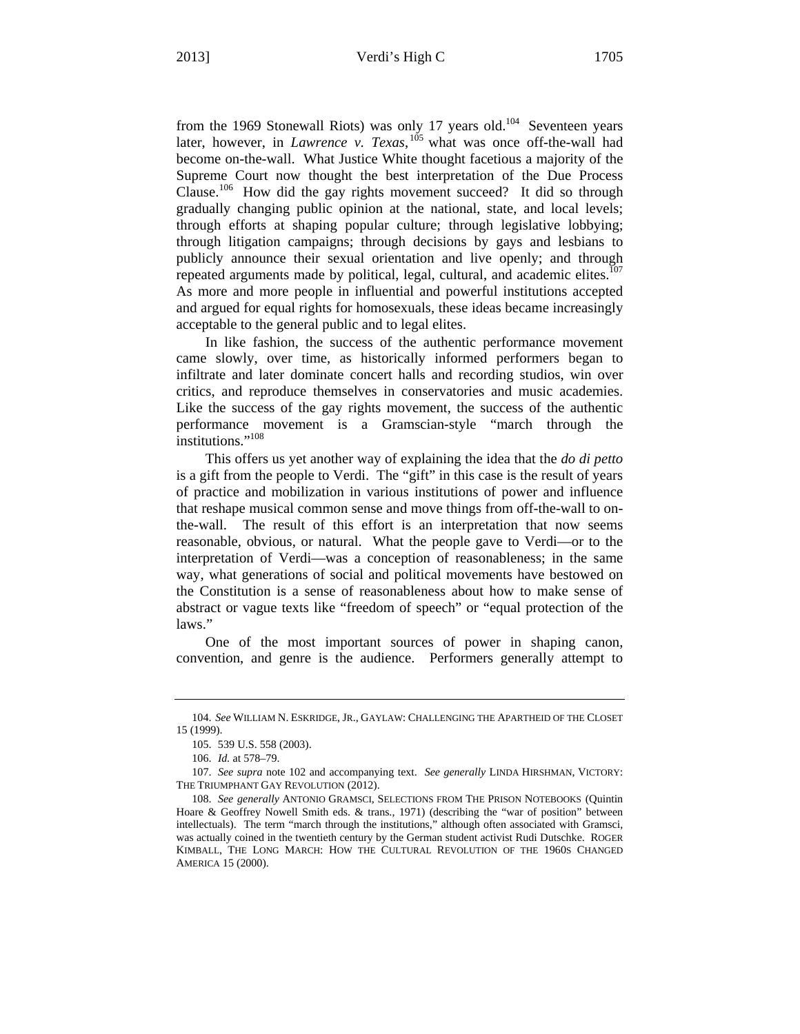from the 1969 Stonewall Riots) was only 17 years old.[104] Seventeen years later, however, in *Lawrence v. Texas*,[105] what was once off-the-wall had become on-the-wall. What Justice White thought facetious a majority of the Supreme Court now thought the best interpretation of the Due Process Clause.[106] How did the gay rights movement succeed? It did so through gradually changing public opinion at the national, state, and local levels; through efforts at shaping popular culture; through legislative lobbying; through litigation campaigns; through decisions by gays and lesbians to publicly announce their sexual orientation and live openly; and through repeated arguments made by political, legal, cultural, and academic elites.[107] As more and more people in influential and powerful institutions accepted and argued for equal rights for homosexuals, these ideas became increasingly acceptable to the general public and to legal elites.

In like fashion, the success of the authentic performance movement came slowly, over time, as historically informed performers began to infiltrate and later dominate concert halls and recording studios, win over critics, and reproduce themselves in conservatories and music academies. Like the success of the gay rights movement, the success of the authentic performance movement is a Gramscian-style "march through the institutions."[108]

This offers us yet another way of explaining the idea that the *do di petto* is a gift from the people to Verdi. The "gift" in this case is the result of years of practice and mobilization in various institutions of power and influence that reshape musical common sense and move things from off-the-wall to on-the-wall. The result of this effort is an interpretation that now seems reasonable, obvious, or natural. What the people gave to Verdi—or to the interpretation of Verdi—was a conception of reasonableness; in the same way, what generations of social and political movements have bestowed on the Constitution is a sense of reasonableness about how to make sense of abstract or vague texts like "freedom of speech" or "equal protection of the laws."

One of the most important sources of power in shaping canon, convention, and genre is the audience. Performers generally attempt to

---

104. *See* WILLIAM N. ESKRIDGE, JR., GAYLAW: CHALLENGING THE APARTHEID OF THE CLOSET 15 (1999).

105. 539 U.S. 558 (2003).

106. *Id.* at 578–79.

107. *See supra* note 102 and accompanying text. *See generally* LINDA HIRSHMAN, VICTORY: THE TRIUMPHANT GAY REVOLUTION (2012).

108. *See generally* ANTONIO GRAMSCI, SELECTIONS FROM THE PRISON NOTEBOOKS (Quintin Hoare & Geoffrey Nowell Smith eds. & trans., 1971) (describing the "war of position" between intellectuals). The term "march through the institutions," although often associated with Gramsci, was actually coined in the twentieth century by the German student activist Rudi Dutschke. ROGER KIMBALL, THE LONG MARCH: HOW THE CULTURAL REVOLUTION OF THE 1960S CHANGED AMERICA 15 (2000).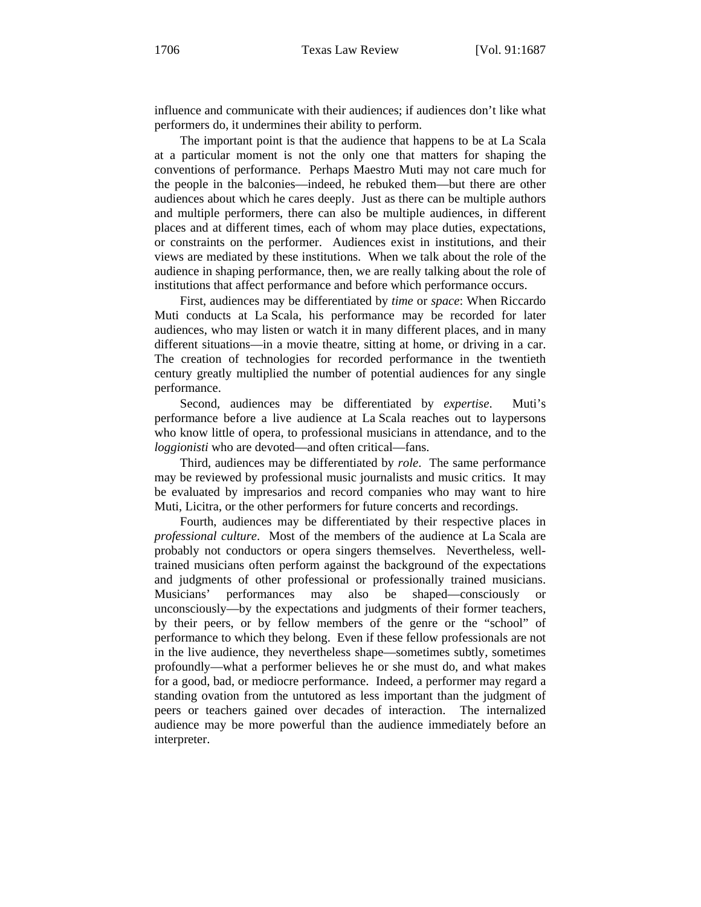influence and communicate with their audiences; if audiences don't like what performers do, it undermines their ability to perform.

The important point is that the audience that happens to be at La Scala at a particular moment is not the only one that matters for shaping the conventions of performance. Perhaps Maestro Muti may not care much for the people in the balconies—indeed, he rebuked them—but there are other audiences about which he cares deeply. Just as there can be multiple authors and multiple performers, there can also be multiple audiences, in different places and at different times, each of whom may place duties, expectations, or constraints on the performer. Audiences exist in institutions, and their views are mediated by these institutions. When we talk about the role of the audience in shaping performance, then, we are really talking about the role of institutions that affect performance and before which performance occurs.

First, audiences may be differentiated by *time* or *space*: When Riccardo Muti conducts at La Scala, his performance may be recorded for later audiences, who may listen or watch it in many different places, and in many different situations—in a movie theatre, sitting at home, or driving in a car. The creation of technologies for recorded performance in the twentieth century greatly multiplied the number of potential audiences for any single performance.

Second, audiences may be differentiated by *expertise*. Muti's performance before a live audience at La Scala reaches out to laypersons who know little of opera, to professional musicians in attendance, and to the *loggionisti* who are devoted—and often critical—fans.

Third, audiences may be differentiated by *role*. The same performance may be reviewed by professional music journalists and music critics. It may be evaluated by impresarios and record companies who may want to hire Muti, Licitra, or the other performers for future concerts and recordings.

Fourth, audiences may be differentiated by their respective places in *professional culture*. Most of the members of the audience at La Scala are probably not conductors or opera singers themselves. Nevertheless, well-trained musicians often perform against the background of the expectations and judgments of other professional or professionally trained musicians. Musicians' performances may also be shaped—consciously or unconsciously—by the expectations and judgments of their former teachers, by their peers, or by fellow members of the genre or the "school" of performance to which they belong. Even if these fellow professionals are not in the live audience, they nevertheless shape—sometimes subtly, sometimes profoundly—what a performer believes he or she must do, and what makes for a good, bad, or mediocre performance. Indeed, a performer may regard a standing ovation from the untutored as less important than the judgment of peers or teachers gained over decades of interaction. The internalized audience may be more powerful than the audience immediately before an interpreter.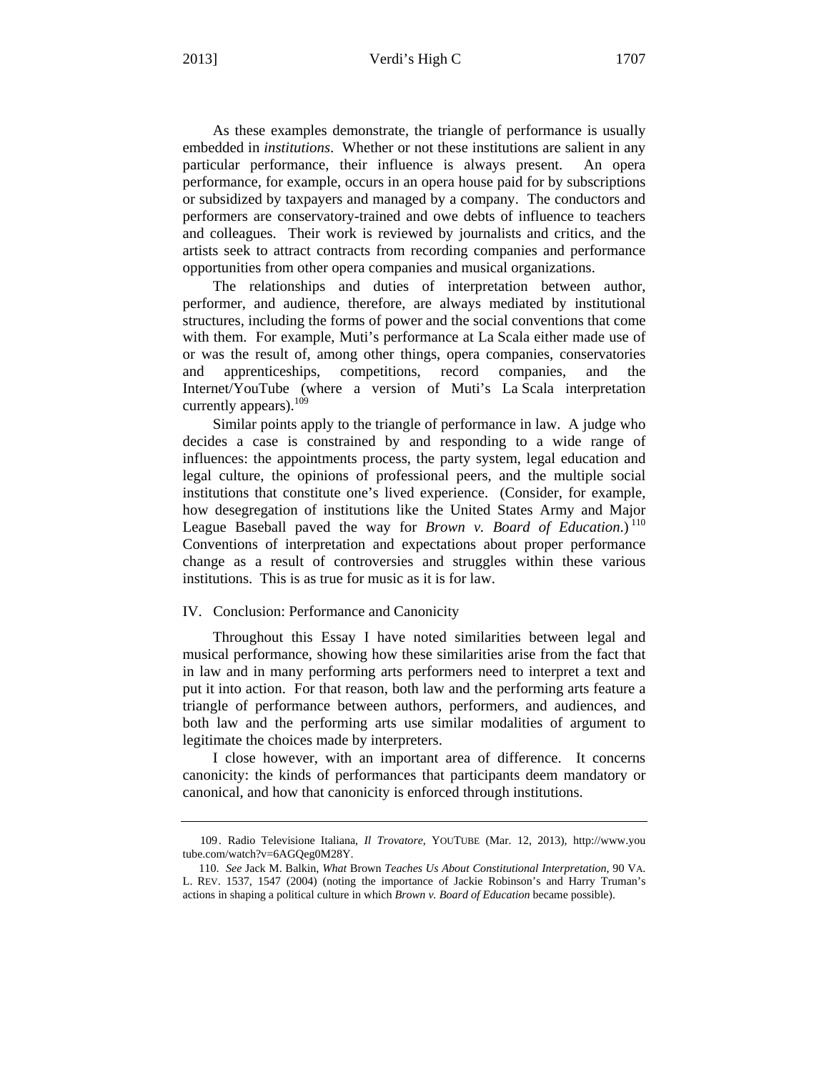As these examples demonstrate, the triangle of performance is usually embedded in *institutions*. Whether or not these institutions are salient in any particular performance, their influence is always present. An opera performance, for example, occurs in an opera house paid for by subscriptions or subsidized by taxpayers and managed by a company. The conductors and performers are conservatory-trained and owe debts of influence to teachers and colleagues. Their work is reviewed by journalists and critics, and the artists seek to attract contracts from recording companies and performance opportunities from other opera companies and musical organizations.

The relationships and duties of interpretation between author, performer, and audience, therefore, are always mediated by institutional structures, including the forms of power and the social conventions that come with them. For example, Muti's performance at La Scala either made use of or was the result of, among other things, opera companies, conservatories and apprenticeships, competitions, record companies, and the Internet/YouTube (where a version of Muti's La Scala interpretation currently appears).[109]

Similar points apply to the triangle of performance in law. A judge who decides a case is constrained by and responding to a wide range of influences: the appointments process, the party system, legal education and legal culture, the opinions of professional peers, and the multiple social institutions that constitute one's lived experience. (Consider, for example, how desegregation of institutions like the United States Army and Major League Baseball paved the way for *Brown v. Board of Education*.)[110] Conventions of interpretation and expectations about proper performance change as a result of controversies and struggles within these various institutions. This is as true for music as it is for law.

## IV. Conclusion: Performance and Canonicity

Throughout this Essay I have noted similarities between legal and musical performance, showing how these similarities arise from the fact that in law and in many performing arts performers need to interpret a text and put it into action. For that reason, both law and the performing arts feature a triangle of performance between authors, performers, and audiences, and both law and the performing arts use similar modalities of argument to legitimate the choices made by interpreters.

I close however, with an important area of difference. It concerns canonicity: the kinds of performances that participants deem mandatory or canonical, and how that canonicity is enforced through institutions.

---

109. Radio Televisione Italiana, *Il Trovatore*, YOUTUBE (Mar. 12, 2013), http://www.youtube.com/watch?v=6AGQeg0M28Y.

110. *See* Jack M. Balkin, *What* Brown *Teaches Us About Constitutional Interpretation*, 90 VA. L. REV. 1537, 1547 (2004) (noting the importance of Jackie Robinson's and Harry Truman's actions in shaping a political culture in which *Brown v. Board of Education* became possible).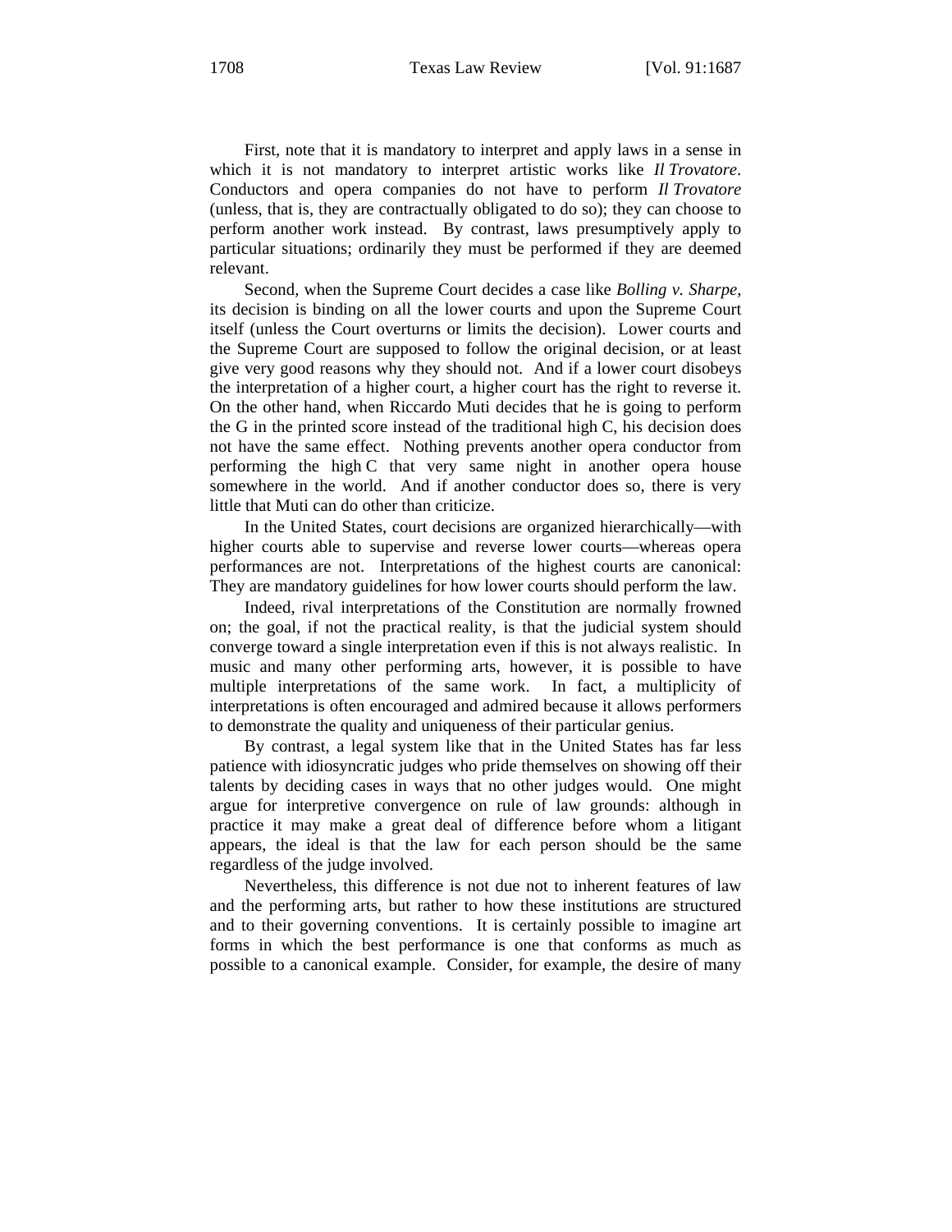First, note that it is mandatory to interpret and apply laws in a sense in which it is not mandatory to interpret artistic works like *Il Trovatore*. Conductors and opera companies do not have to perform *Il Trovatore* (unless, that is, they are contractually obligated to do so); they can choose to perform another work instead. By contrast, laws presumptively apply to particular situations; ordinarily they must be performed if they are deemed relevant.

Second, when the Supreme Court decides a case like *Bolling v. Sharpe*, its decision is binding on all the lower courts and upon the Supreme Court itself (unless the Court overturns or limits the decision). Lower courts and the Supreme Court are supposed to follow the original decision, or at least give very good reasons why they should not. And if a lower court disobeys the interpretation of a higher court, a higher court has the right to reverse it. On the other hand, when Riccardo Muti decides that he is going to perform the G in the printed score instead of the traditional high C, his decision does not have the same effect. Nothing prevents another opera conductor from performing the high C that very same night in another opera house somewhere in the world. And if another conductor does so, there is very little that Muti can do other than criticize.

In the United States, court decisions are organized hierarchically—with higher courts able to supervise and reverse lower courts—whereas opera performances are not. Interpretations of the highest courts are canonical: They are mandatory guidelines for how lower courts should perform the law.

Indeed, rival interpretations of the Constitution are normally frowned on; the goal, if not the practical reality, is that the judicial system should converge toward a single interpretation even if this is not always realistic. In music and many other performing arts, however, it is possible to have multiple interpretations of the same work. In fact, a multiplicity of interpretations is often encouraged and admired because it allows performers to demonstrate the quality and uniqueness of their particular genius.

By contrast, a legal system like that in the United States has far less patience with idiosyncratic judges who pride themselves on showing off their talents by deciding cases in ways that no other judges would. One might argue for interpretive convergence on rule of law grounds: although in practice it may make a great deal of difference before whom a litigant appears, the ideal is that the law for each person should be the same regardless of the judge involved.

Nevertheless, this difference is not due not to inherent features of law and the performing arts, but rather to how these institutions are structured and to their governing conventions. It is certainly possible to imagine art forms in which the best performance is one that conforms as much as possible to a canonical example. Consider, for example, the desire of many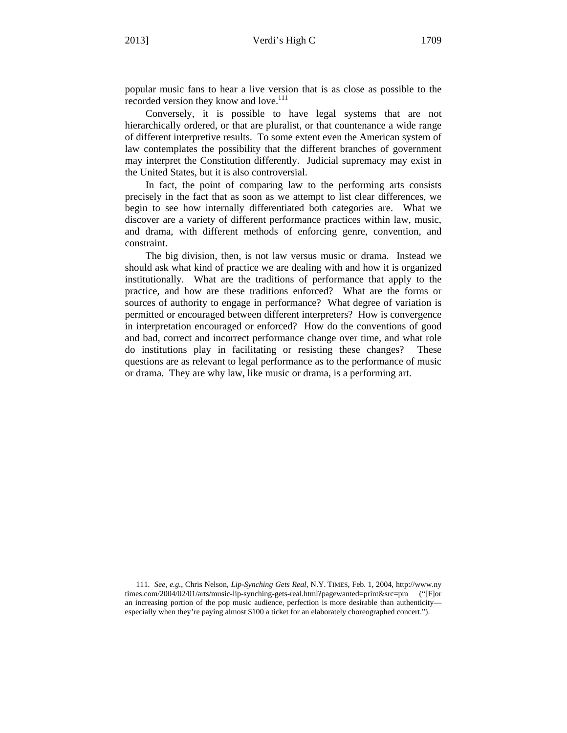popular music fans to hear a live version that is as close as possible to the recorded version they know and love.[111]

Conversely, it is possible to have legal systems that are not hierarchically ordered, or that are pluralist, or that countenance a wide range of different interpretive results. To some extent even the American system of law contemplates the possibility that the different branches of government may interpret the Constitution differently. Judicial supremacy may exist in the United States, but it is also controversial.

In fact, the point of comparing law to the performing arts consists precisely in the fact that as soon as we attempt to list clear differences, we begin to see how internally differentiated both categories are. What we discover are a variety of different performance practices within law, music, and drama, with different methods of enforcing genre, convention, and constraint.

The big division, then, is not law versus music or drama. Instead we should ask what kind of practice we are dealing with and how it is organized institutionally. What are the traditions of performance that apply to the practice, and how are these traditions enforced? What are the forms or sources of authority to engage in performance? What degree of variation is permitted or encouraged between different interpreters? How is convergence in interpretation encouraged or enforced? How do the conventions of good and bad, correct and incorrect performance change over time, and what role do institutions play in facilitating or resisting these changes? These questions are as relevant to legal performance as to the performance of music or drama. They are why law, like music or drama, is a performing art.

---

111. *See, e.g.*, Chris Nelson, *Lip-Synching Gets Real*, N.Y. TIMES, Feb. 1, 2004, http://www.nytimes.com/2004/02/01/arts/music-lip-synching-gets-real.html?pagewanted=print&src=pm ("[F]or an increasing portion of the pop music audience, perfection is more desirable than authenticity—especially when they're paying almost $100 a ticket for an elaborately choreographed concert.").